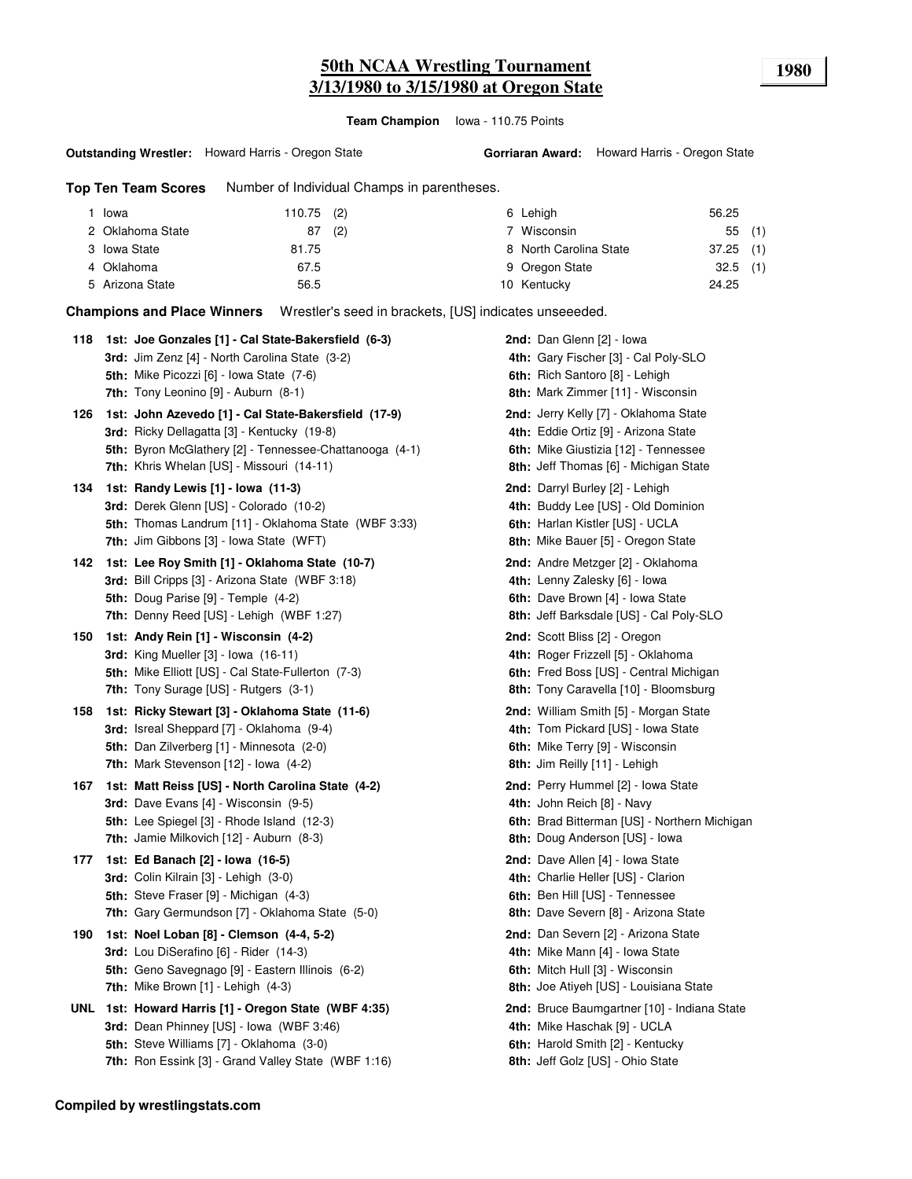# 50th NCAA Wrestling Tournament
## 3/13/1980 to 3/15/1980 at Oregon State

**1980**

**Team Champion** Iowa - 110.75 Points

**Outstanding Wrestler:** Howard Harris - Oregon State

**Gorriaran Award:** Howard Harris - Oregon State

**Top Ten Team Scores** Number of Individual Champs in parentheses.

| Rank | Team | Points | Champs |
|---|---|---|---|
| 1 | Iowa | 110.75 | (2) |
| 2 | Oklahoma State | 87 | (2) |
| 3 | Iowa State | 81.75 | |
| 4 | Oklahoma | 67.5 | |
| 5 | Arizona State | 56.5 | |
| 6 | Lehigh | 56.25 | |
| 7 | Wisconsin | 55 | (1) |
| 8 | North Carolina State | 37.25 | (1) |
| 9 | Oregon State | 32.5 | (1) |
| 10 | Kentucky | 24.25 | |

**Champions and Place Winners** Wrestler's seed in brackets, [US] indicates unseeeded.

**118**
- **1st: Joe Gonzales [1] - Cal State-Bakersfield (6-3)**
- **2nd:** Dan Glenn [2] - Iowa
- **3rd:** Jim Zenz [4] - North Carolina State (3-2)
- **4th:** Gary Fischer [3] - Cal Poly-SLO
- **5th:** Mike Picozzi [6] - Iowa State (7-6)
- **6th:** Rich Santoro [8] - Lehigh
- **7th:** Tony Leonino [9] - Auburn (8-1)
- **8th:** Mark Zimmer [11] - Wisconsin

**126**
- **1st: John Azevedo [1] - Cal State-Bakersfield (17-9)**
- **2nd:** Jerry Kelly [7] - Oklahoma State
- **3rd:** Ricky Dellagatta [3] - Kentucky (19-8)
- **4th:** Eddie Ortiz [9] - Arizona State
- **5th:** Byron McGlathery [2] - Tennessee-Chattanooga (4-1)
- **6th:** Mike Giustizia [12] - Tennessee
- **7th:** Khris Whelan [US] - Missouri (14-11)
- **8th:** Jeff Thomas [6] - Michigan State

**134**
- **1st: Randy Lewis [1] - Iowa (11-3)**
- **2nd:** Darryl Burley [2] - Lehigh
- **3rd:** Derek Glenn [US] - Colorado (10-2)
- **4th:** Buddy Lee [US] - Old Dominion
- **5th:** Thomas Landrum [11] - Oklahoma State (WBF 3:33)
- **6th:** Harlan Kistler [US] - UCLA
- **7th:** Jim Gibbons [3] - Iowa State (WFT)
- **8th:** Mike Bauer [5] - Oregon State

**142**
- **1st: Lee Roy Smith [1] - Oklahoma State (10-7)**
- **2nd:** Andre Metzger [2] - Oklahoma
- **3rd:** Bill Cripps [3] - Arizona State (WBF 3:18)
- **4th:** Lenny Zalesky [6] - Iowa
- **5th:** Doug Parise [9] - Temple (4-2)
- **6th:** Dave Brown [4] - Iowa State
- **7th:** Denny Reed [US] - Lehigh (WBF 1:27)
- **8th:** Jeff Barksdale [US] - Cal Poly-SLO

**150**
- **1st: Andy Rein [1] - Wisconsin (4-2)**
- **2nd:** Scott Bliss [2] - Oregon
- **3rd:** King Mueller [3] - Iowa (16-11)
- **4th:** Roger Frizzell [5] - Oklahoma
- **5th:** Mike Elliott [US] - Cal State-Fullerton (7-3)
- **6th:** Fred Boss [US] - Central Michigan
- **7th:** Tony Surage [US] - Rutgers (3-1)
- **8th:** Tony Caravella [10] - Bloomsburg

**158**
- **1st: Ricky Stewart [3] - Oklahoma State (11-6)**
- **2nd:** William Smith [5] - Morgan State
- **3rd:** Isreal Sheppard [7] - Oklahoma (9-4)
- **4th:** Tom Pickard [US] - Iowa State
- **5th:** Dan Zilverberg [1] - Minnesota (2-0)
- **6th:** Mike Terry [9] - Wisconsin
- **7th:** Mark Stevenson [12] - Iowa (4-2)
- **8th:** Jim Reilly [11] - Lehigh

**167**
- **1st: Matt Reiss [US] - North Carolina State (4-2)**
- **2nd:** Perry Hummel [2] - Iowa State
- **3rd:** Dave Evans [4] - Wisconsin (9-5)
- **4th:** John Reich [8] - Navy
- **5th:** Lee Spiegel [3] - Rhode Island (12-3)
- **6th:** Brad Bitterman [US] - Northern Michigan
- **7th:** Jamie Milkovich [12] - Auburn (8-3)
- **8th:** Doug Anderson [US] - Iowa

**177**
- **1st: Ed Banach [2] - Iowa (16-5)**
- **2nd:** Dave Allen [4] - Iowa State
- **3rd:** Colin Kilrain [3] - Lehigh (3-0)
- **4th:** Charlie Heller [US] - Clarion
- **5th:** Steve Fraser [9] - Michigan (4-3)
- **6th:** Ben Hill [US] - Tennessee
- **7th:** Gary Germundson [7] - Oklahoma State (5-0)
- **8th:** Dave Severn [8] - Arizona State

**190**
- **1st: Noel Loban [8] - Clemson (4-4, 5-2)**
- **2nd:** Dan Severn [2] - Arizona State
- **3rd:** Lou DiSerafino [6] - Rider (14-3)
- **4th:** Mike Mann [4] - Iowa State
- **5th:** Geno Savegnago [9] - Eastern Illinois (6-2)
- **6th:** Mitch Hull [3] - Wisconsin
- **7th:** Mike Brown [1] - Lehigh (4-3)
- **8th:** Joe Atiyeh [US] - Louisiana State

**UNL**
- **1st: Howard Harris [1] - Oregon State (WBF 4:35)**
- **2nd:** Bruce Baumgartner [10] - Indiana State
- **3rd:** Dean Phinney [US] - Iowa (WBF 3:46)
- **4th:** Mike Haschak [9] - UCLA
- **5th:** Steve Williams [7] - Oklahoma (3-0)
- **6th:** Harold Smith [2] - Kentucky
- **7th:** Ron Essink [3] - Grand Valley State (WBF 1:16)
- **8th:** Jeff Golz [US] - Ohio State

**Compiled by wrestlingstats.com**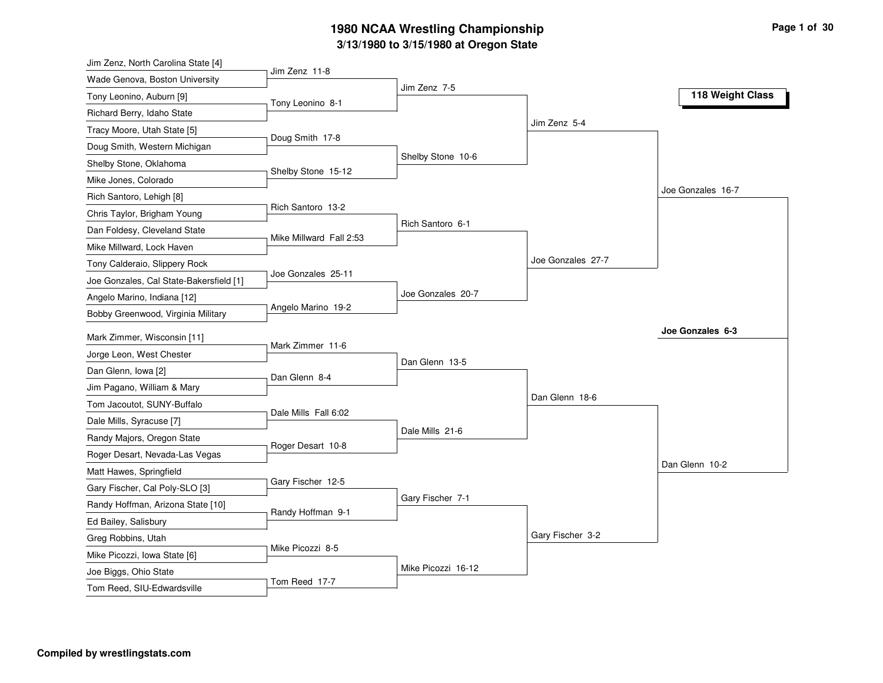# 1980 NCAA Wrestling Championship

## 3/13/1980 to 3/15/1980 at Oregon State

### 118 Weight Class

**First Round**

- Jim Zenz, North Carolina State [4] vs. Wade Genova, Boston University — Jim Zenz 11-8
- Tony Leonino, Auburn [9] vs. Richard Berry, Idaho State — Tony Leonino 8-1
- Tracy Moore, Utah State [5] vs. Doug Smith, Western Michigan — Doug Smith 17-8
- Shelby Stone, Oklahoma vs. Mike Jones, Colorado — Shelby Stone 15-12
- Rich Santoro, Lehigh [8] vs. Chris Taylor, Brigham Young — Rich Santoro 13-2
- Dan Foldesy, Cleveland State vs. Mike Millward, Lock Haven — Mike Millward Fall 2:53
- Tony Calderaio, Slippery Rock vs. Joe Gonzales, Cal State-Bakersfield [1] — Joe Gonzales 25-11
- Angelo Marino, Indiana [12] vs. Bobby Greenwood, Virginia Military — Angelo Marino 19-2
- Mark Zimmer, Wisconsin [11] vs. Jorge Leon, West Chester — Mark Zimmer 11-6
- Dan Glenn, Iowa [2] vs. Jim Pagano, William & Mary — Dan Glenn 8-4
- Tom Jacoutot, SUNY-Buffalo vs. Dale Mills, Syracuse [7] — Dale Mills Fall 6:02
- Randy Majors, Oregon State vs. Roger Desart, Nevada-Las Vegas — Roger Desart 10-8
- Matt Hawes, Springfield vs. Gary Fischer, Cal Poly-SLO [3] — Gary Fischer 12-5
- Randy Hoffman, Arizona State [10] vs. Ed Bailey, Salisbury — Randy Hoffman 9-1
- Greg Robbins, Utah vs. Mike Picozzi, Iowa State [6] — Mike Picozzi 8-5
- Joe Biggs, Ohio State vs. Tom Reed, SIU-Edwardsville — Tom Reed 17-7

**Second Round**

- Jim Zenz 7-5
- Shelby Stone 10-6
- Rich Santoro 6-1
- Joe Gonzales 20-7
- Dan Glenn 13-5
- Dale Mills 21-6
- Gary Fischer 7-1
- Mike Picozzi 16-12

**Quarterfinals**

- Jim Zenz 5-4
- Joe Gonzales 27-7
- Dan Glenn 18-6
- Gary Fischer 3-2

**Semifinals**

- Joe Gonzales 16-7
- Dan Glenn 10-2

**Final**

- **Joe Gonzales 6-3**

Compiled by wrestlingstats.com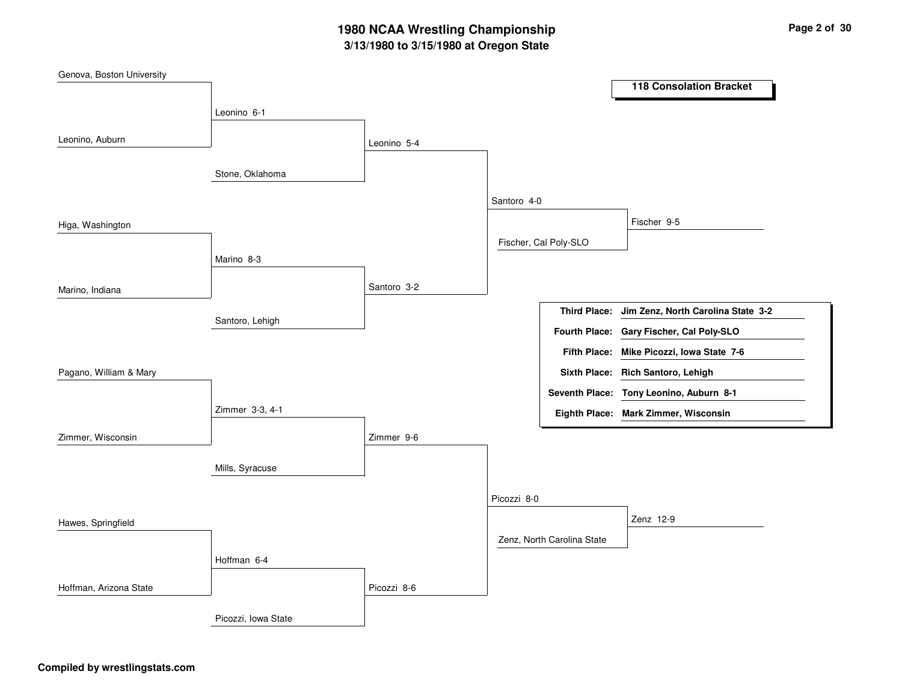# 1980 NCAA Wrestling Championship

## 3/13/1980 to 3/15/1980 at Oregon State

### 118 Consolation Bracket

**Round 1**

- Genova, Boston University vs. Leonino, Auburn — Leonino 6-1
- Higa, Washington vs. Marino, Indiana — Marino 8-3
- Pagano, William & Mary vs. Zimmer, Wisconsin — Zimmer 3-3, 4-1
- Hawes, Springfield vs. Hoffman, Arizona State — Hoffman 6-4

**Round 2**

- Leonino vs. Stone, Oklahoma — Leonino 5-4
- Marino vs. Santoro, Lehigh — Santoro 3-2
- Zimmer vs. Mills, Syracuse — Zimmer 9-6
- Hoffman vs. Picozzi, Iowa State — Picozzi 8-6

**Round 3**

- Leonino vs. Santoro — Santoro 4-0
- Zimmer vs. Picozzi — Picozzi 8-0

**Round 4**

- Santoro vs. Fischer, Cal Poly-SLO — Fischer 9-5
- Picozzi vs. Zenz, North Carolina State — Zenz 12-9

| Place | Result |
| --- | --- |
| **Third Place:** | **Jim Zenz, North Carolina State 3-2** |
| **Fourth Place:** | **Gary Fischer, Cal Poly-SLO** |
| **Fifth Place:** | **Mike Picozzi, Iowa State 7-6** |
| **Sixth Place:** | **Rich Santoro, Lehigh** |
| **Seventh Place:** | **Tony Leonino, Auburn 8-1** |
| **Eighth Place:** | **Mark Zimmer, Wisconsin** |

**Compiled by wrestlingstats.com**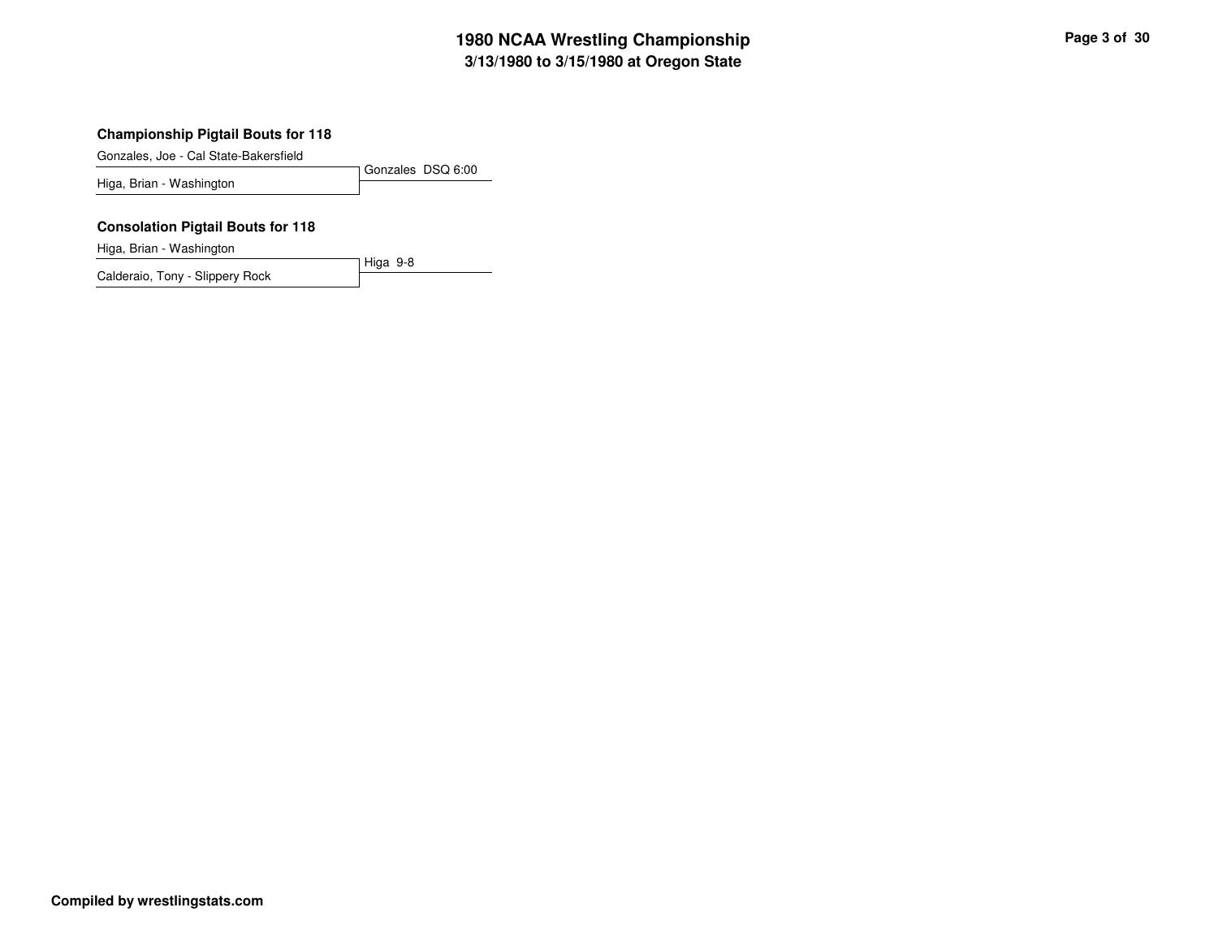## Championship Pigtail Bouts for 118

| Wrestlers | Result |
| --- | --- |
| Gonzales, Joe - Cal State-Bakersfield | Gonzales DSQ 6:00 |
| Higa, Brian - Washington | |

## Consolation Pigtail Bouts for 118

| Wrestlers | Result |
| --- | --- |
| Higa, Brian - Washington | Higa 9-8 |
| Calderaio, Tony - Slippery Rock | |

**Compiled by wrestlingstats.com**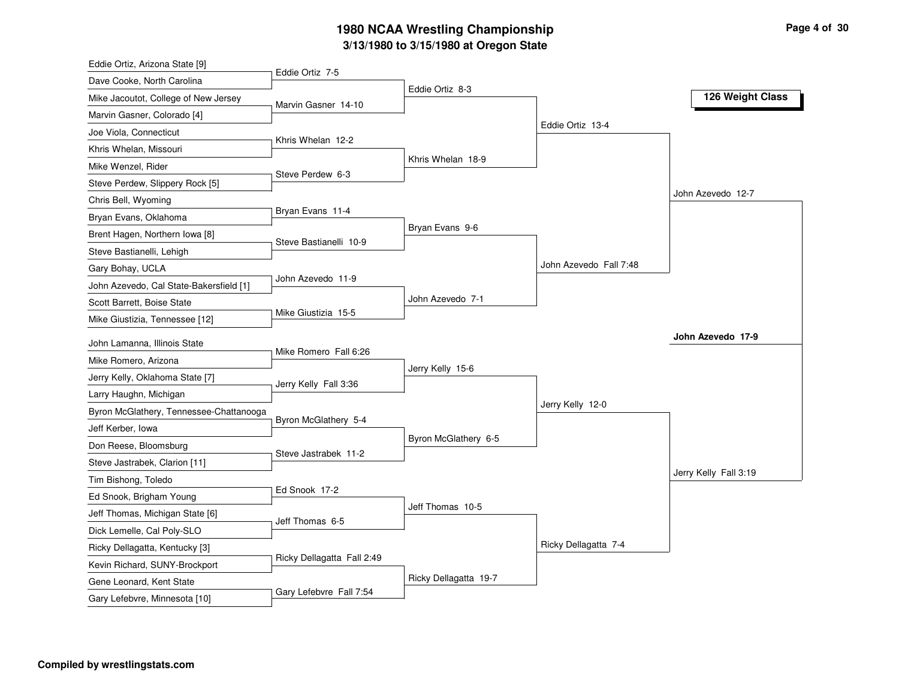# 1980 NCAA Wrestling Championship

## 3/13/1980 to 3/15/1980 at Oregon State

### 126 Weight Class

**First Round**

- Eddie Ortiz, Arizona State [9] vs. Dave Cooke, North Carolina — Eddie Ortiz 7-5
- Mike Jacoutot, College of New Jersey vs. Marvin Gasner, Colorado [4] — Marvin Gasner 14-10
- Joe Viola, Connecticut vs. Khris Whelan, Missouri — Khris Whelan 12-2
- Mike Wenzel, Rider vs. Steve Perdew, Slippery Rock [5] — Steve Perdew 6-3
- Chris Bell, Wyoming vs. Bryan Evans, Oklahoma — Bryan Evans 11-4
- Brent Hagen, Northern Iowa [8] vs. Steve Bastianelli, Lehigh — Steve Bastianelli 10-9
- Gary Bohay, UCLA vs. John Azevedo, Cal State-Bakersfield [1] — John Azevedo 11-9
- Scott Barrett, Boise State vs. Mike Giustizia, Tennessee [12] — Mike Giustizia 15-5
- John Lamanna, Illinois State vs. Mike Romero, Arizona — Mike Romero Fall 6:26
- Jerry Kelly, Oklahoma State [7] vs. Larry Haughn, Michigan — Jerry Kelly Fall 3:36
- Byron McGlathery, Tennessee-Chattanooga vs. Jeff Kerber, Iowa — Byron McGlathery 5-4
- Don Reese, Bloomsburg vs. Steve Jastrabek, Clarion [11] — Steve Jastrabek 11-2
- Tim Bishong, Toledo vs. Ed Snook, Brigham Young — Ed Snook 17-2
- Jeff Thomas, Michigan State [6] vs. Dick Lemelle, Cal Poly-SLO — Jeff Thomas 6-5
- Ricky Dellagatta, Kentucky [3] vs. Kevin Richard, SUNY-Brockport — Ricky Dellagatta Fall 2:49
- Gene Leonard, Kent State vs. Gary Lefebvre, Minnesota [10] — Gary Lefebvre Fall 7:54

**Second Round**

- Eddie Ortiz 8-3
- Khris Whelan 18-9
- Bryan Evans 9-6
- John Azevedo 7-1
- Jerry Kelly 15-6
- Byron McGlathery 6-5
- Jeff Thomas 10-5
- Ricky Dellagatta 19-7

**Quarterfinals**

- Eddie Ortiz 13-4
- John Azevedo Fall 7:48
- Jerry Kelly 12-0
- Ricky Dellagatta 7-4

**Semifinals**

- John Azevedo 12-7
- Jerry Kelly Fall 3:19

**Final**

- **John Azevedo 17-9**

**Compiled by wrestlingstats.com**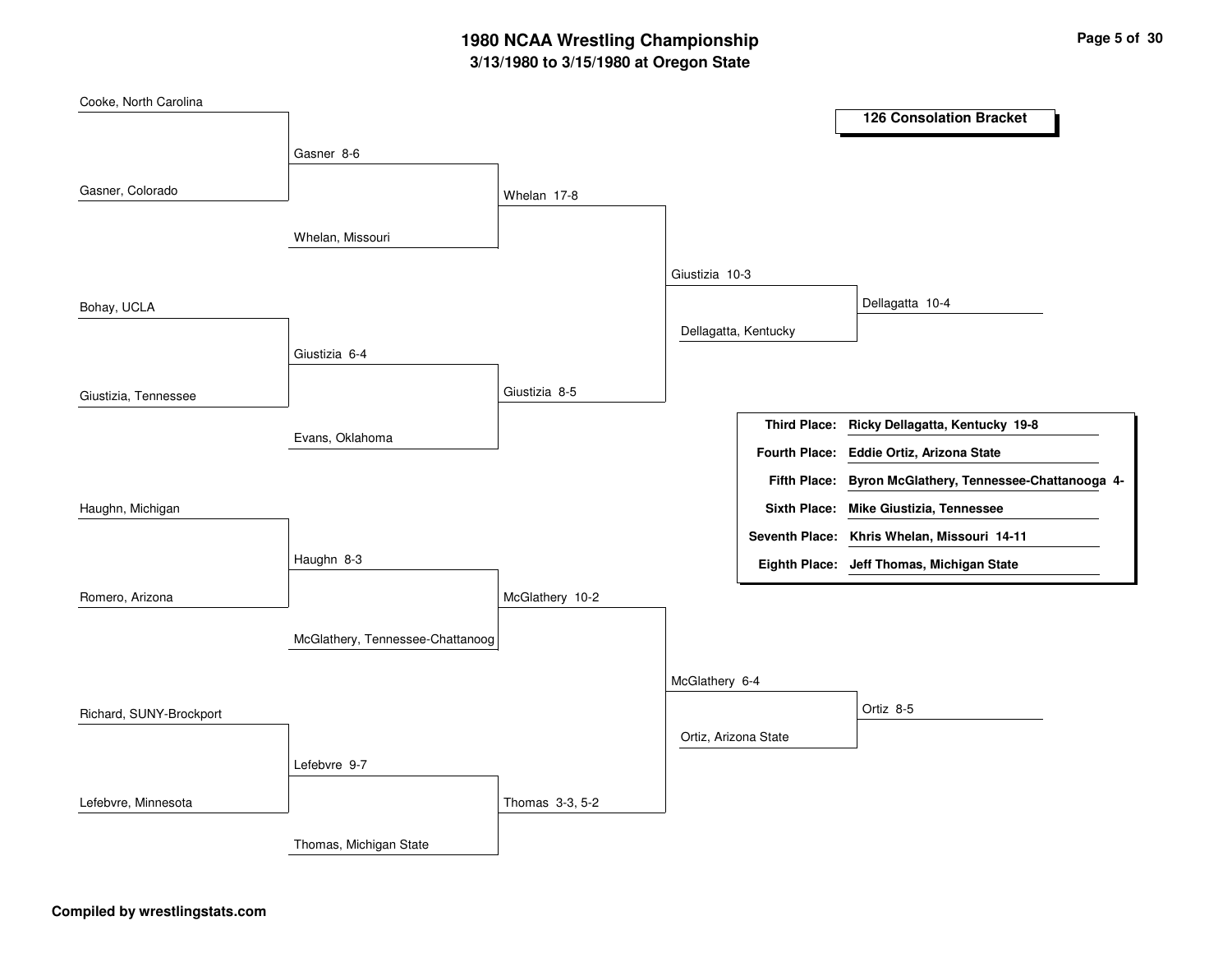# 1980 NCAA Wrestling Championship

## 3/13/1980 to 3/15/1980 at Oregon State

### 126 Consolation Bracket

**First round**

- Cooke, North Carolina vs. Gasner, Colorado — Gasner 8-6
- Bohay, UCLA vs. Giustizia, Tennessee — Giustizia 6-4
- Haughn, Michigan vs. Romero, Arizona — Haughn 8-3
- Richard, SUNY-Brockport vs. Lefebvre, Minnesota — Lefebvre 9-7

**Second round**

- Gasner vs. Whelan, Missouri — Whelan 17-8
- Giustizia vs. Evans, Oklahoma — Giustizia 8-5
- Haughn vs. McGlathery, Tennessee-Chattanoog — McGlathery 10-2
- Lefebvre vs. Thomas, Michigan State — Thomas 3-3, 5-2

**Third round**

- Whelan vs. Giustizia — Giustizia 10-3
- McGlathery vs. Thomas — McGlathery 6-4

**Fourth round**

- Giustizia vs. Dellagatta, Kentucky — Dellagatta 10-4
- McGlathery vs. Ortiz, Arizona State — Ortiz 8-5

**Final placings**

| Place | Wrestler |
| --- | --- |
| Third Place: | Ricky Dellagatta, Kentucky 19-8 |
| Fourth Place: | Eddie Ortiz, Arizona State |
| Fifth Place: | Byron McGlathery, Tennessee-Chattanooga 4- |
| Sixth Place: | Mike Giustizia, Tennessee |
| Seventh Place: | Khris Whelan, Missouri 14-11 |
| Eighth Place: | Jeff Thomas, Michigan State |

Compiled by wrestlingstats.com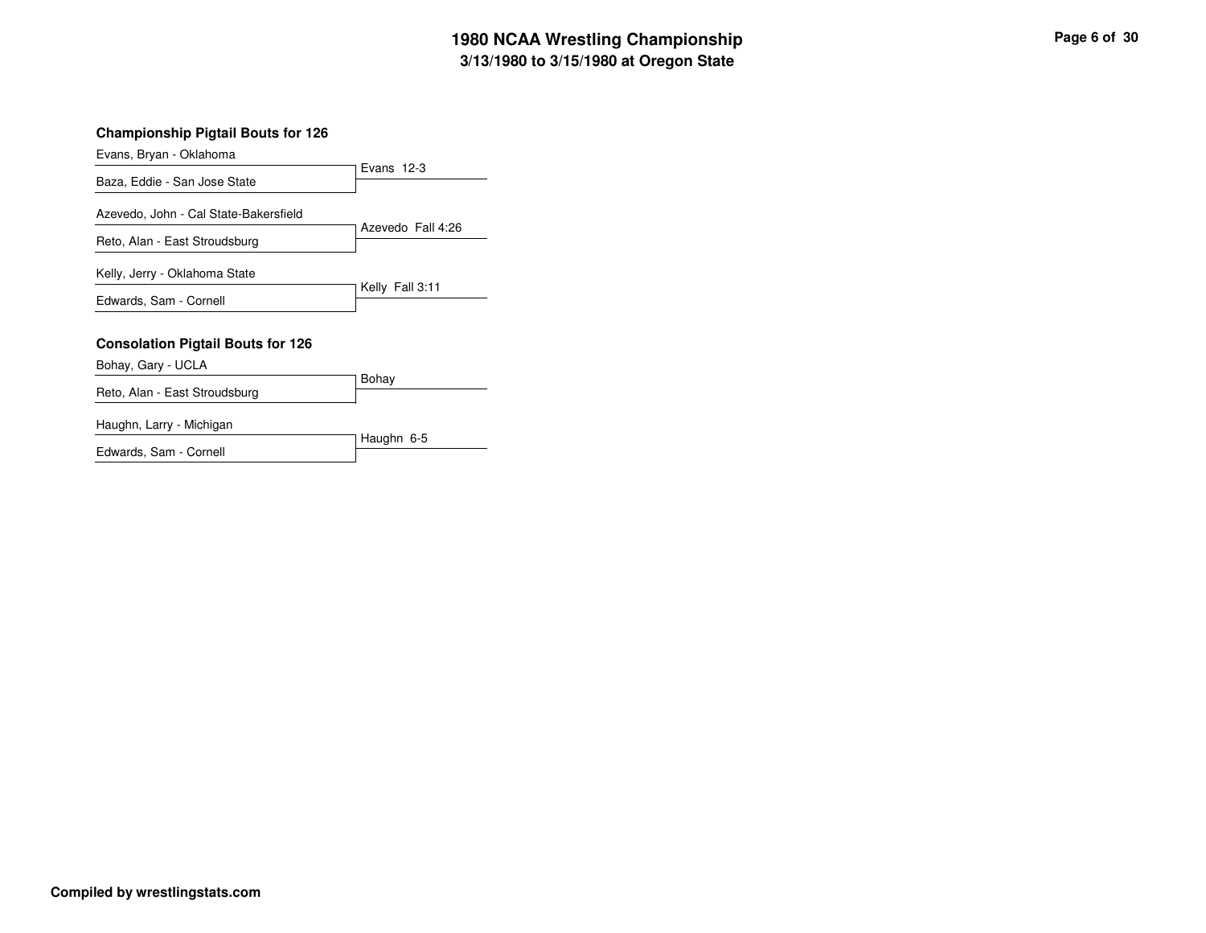# 1980 NCAA Wrestling Championship
## 3/13/1980 to 3/15/1980 at Oregon State

### Championship Pigtail Bouts for 126

| Wrestlers | Result |
|---|---|
| Evans, Bryan - Oklahoma vs. Baza, Eddie - San Jose State | Evans 12-3 |
| Azevedo, John - Cal State-Bakersfield vs. Reto, Alan - East Stroudsburg | Azevedo Fall 4:26 |
| Kelly, Jerry - Oklahoma State vs. Edwards, Sam - Cornell | Kelly Fall 3:11 |

### Consolation Pigtail Bouts for 126

| Wrestlers | Result |
|---|---|
| Bohay, Gary - UCLA vs. Reto, Alan - East Stroudsburg | Bohay |
| Haughn, Larry - Michigan vs. Edwards, Sam - Cornell | Haughn 6-5 |

**Compiled by wrestlingstats.com**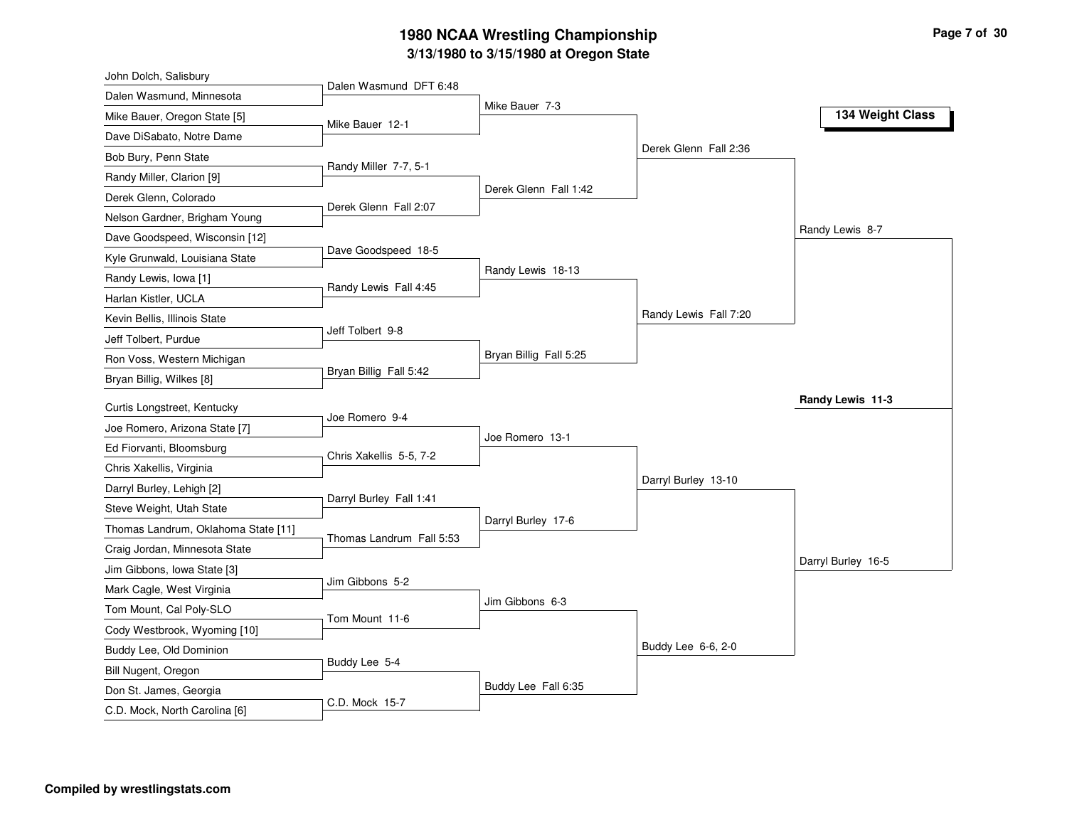# 1980 NCAA Wrestling Championship

## 3/13/1980 to 3/15/1980 at Oregon State

### 134 Weight Class

**First Round**

| Wrestlers | Winner |
| --- | --- |
| John Dolch, Salisbury vs. Dalen Wasmund, Minnesota | Dalen Wasmund DFT 6:48 |
| Mike Bauer, Oregon State [5] vs. Dave DiSabato, Notre Dame | Mike Bauer 12-1 |
| Bob Bury, Penn State vs. Randy Miller, Clarion [9] | Randy Miller 7-7, 5-1 |
| Derek Glenn, Colorado vs. Nelson Gardner, Brigham Young | Derek Glenn Fall 2:07 |
| Dave Goodspeed, Wisconsin [12] vs. Kyle Grunwald, Louisiana State | Dave Goodspeed 18-5 |
| Randy Lewis, Iowa [1] vs. Harlan Kistler, UCLA | Randy Lewis Fall 4:45 |
| Kevin Bellis, Illinois State vs. Jeff Tolbert, Purdue | Jeff Tolbert 9-8 |
| Ron Voss, Western Michigan vs. Bryan Billig, Wilkes [8] | Bryan Billig Fall 5:42 |
| Curtis Longstreet, Kentucky vs. Joe Romero, Arizona State [7] | Joe Romero 9-4 |
| Ed Fiorvanti, Bloomsburg vs. Chris Xakellis, Virginia | Chris Xakellis 5-5, 7-2 |
| Darryl Burley, Lehigh [2] vs. Steve Weight, Utah State | Darryl Burley Fall 1:41 |
| Thomas Landrum, Oklahoma State [11] vs. Craig Jordan, Minnesota State | Thomas Landrum Fall 5:53 |
| Jim Gibbons, Iowa State [3] vs. Mark Cagle, West Virginia | Jim Gibbons 5-2 |
| Tom Mount, Cal Poly-SLO vs. Cody Westbrook, Wyoming [10] | Tom Mount 11-6 |
| Buddy Lee, Old Dominion vs. Bill Nugent, Oregon | Buddy Lee 5-4 |
| Don St. James, Georgia vs. C.D. Mock, North Carolina [6] | C.D. Mock 15-7 |

**Second Round**

- Mike Bauer 7-3
- Derek Glenn Fall 1:42
- Randy Lewis 18-13
- Bryan Billig Fall 5:25
- Joe Romero 13-1
- Darryl Burley 17-6
- Jim Gibbons 6-3
- Buddy Lee Fall 6:35

**Quarterfinals**

- Derek Glenn Fall 2:36
- Randy Lewis Fall 7:20
- Darryl Burley 13-10
- Buddy Lee 6-6, 2-0

**Semifinals**

- Randy Lewis 8-7
- Darryl Burley 16-5

**Final**

**Randy Lewis 11-3**

**Compiled by wrestlingstats.com**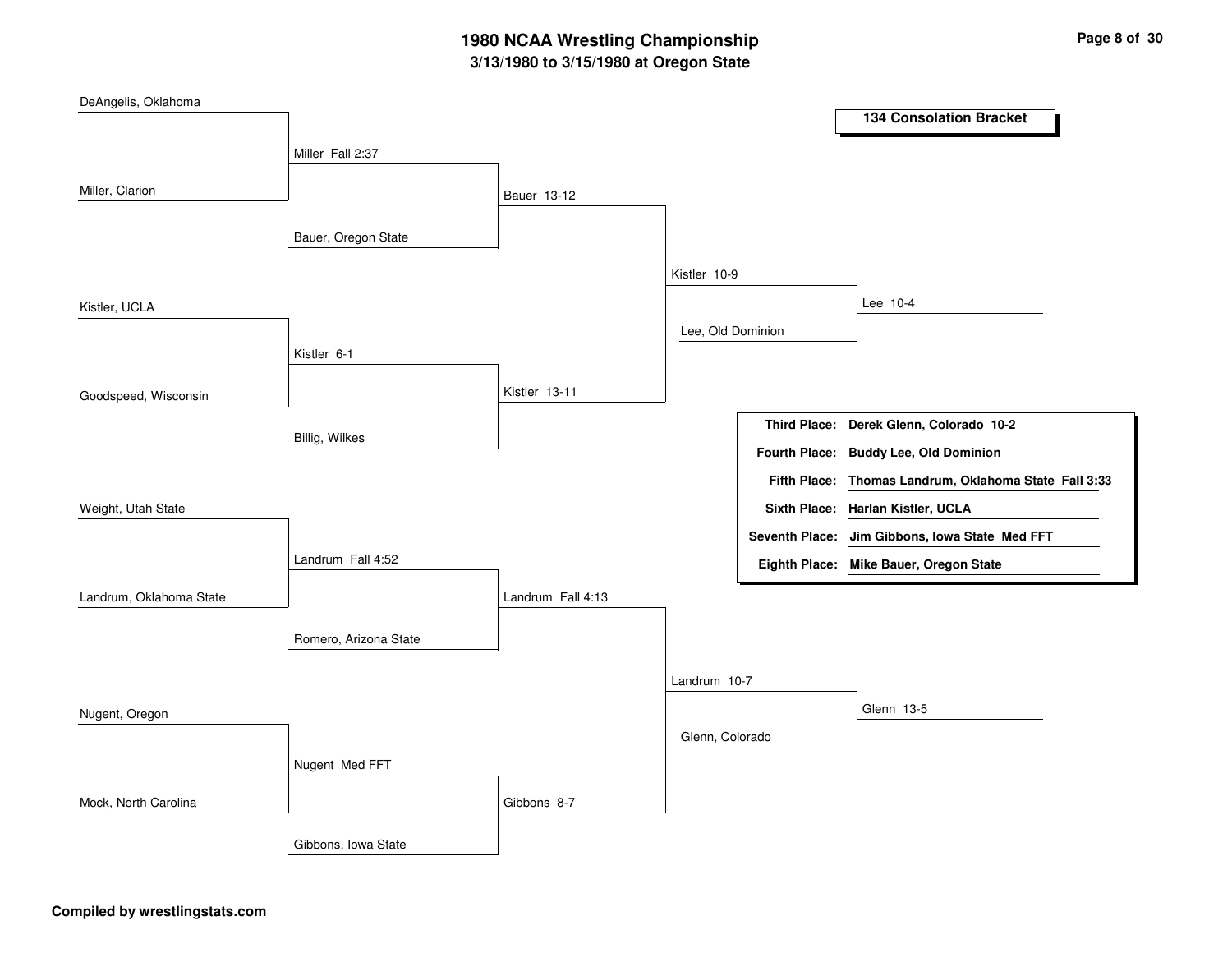# 1980 NCAA Wrestling Championship

## 3/13/1980 to 3/15/1980 at Oregon State

### 134 Consolation Bracket

**First Round**

- DeAngelis, Oklahoma vs. Miller, Clarion — Miller Fall 2:37
- Kistler, UCLA vs. Goodspeed, Wisconsin — Kistler 6-1
- Weight, Utah State vs. Landrum, Oklahoma State — Landrum Fall 4:52
- Nugent, Oregon vs. Mock, North Carolina — Nugent Med FFT

**Second Round**

- Miller vs. Bauer, Oregon State — Bauer 13-12
- Kistler vs. Billig, Wilkes — Kistler 13-11
- Landrum vs. Romero, Arizona State — Landrum Fall 4:13
- Nugent vs. Gibbons, Iowa State — Gibbons 8-7

**Third Round**

- Bauer vs. Kistler — Kistler 10-9
- Landrum vs. Gibbons — Landrum 10-7

**Consolation Semifinals**

- Kistler vs. Lee, Old Dominion — Lee 10-4
- Landrum vs. Glenn, Colorado — Glenn 13-5

| Place | Wrestler |
|---|---|
| **Third Place:** | **Derek Glenn, Colorado 10-2** |
| **Fourth Place:** | **Buddy Lee, Old Dominion** |
| **Fifth Place:** | **Thomas Landrum, Oklahoma State Fall 3:33** |
| **Sixth Place:** | **Harlan Kistler, UCLA** |
| **Seventh Place:** | **Jim Gibbons, Iowa State Med FFT** |
| **Eighth Place:** | **Mike Bauer, Oregon State** |

**Compiled by wrestlingstats.com**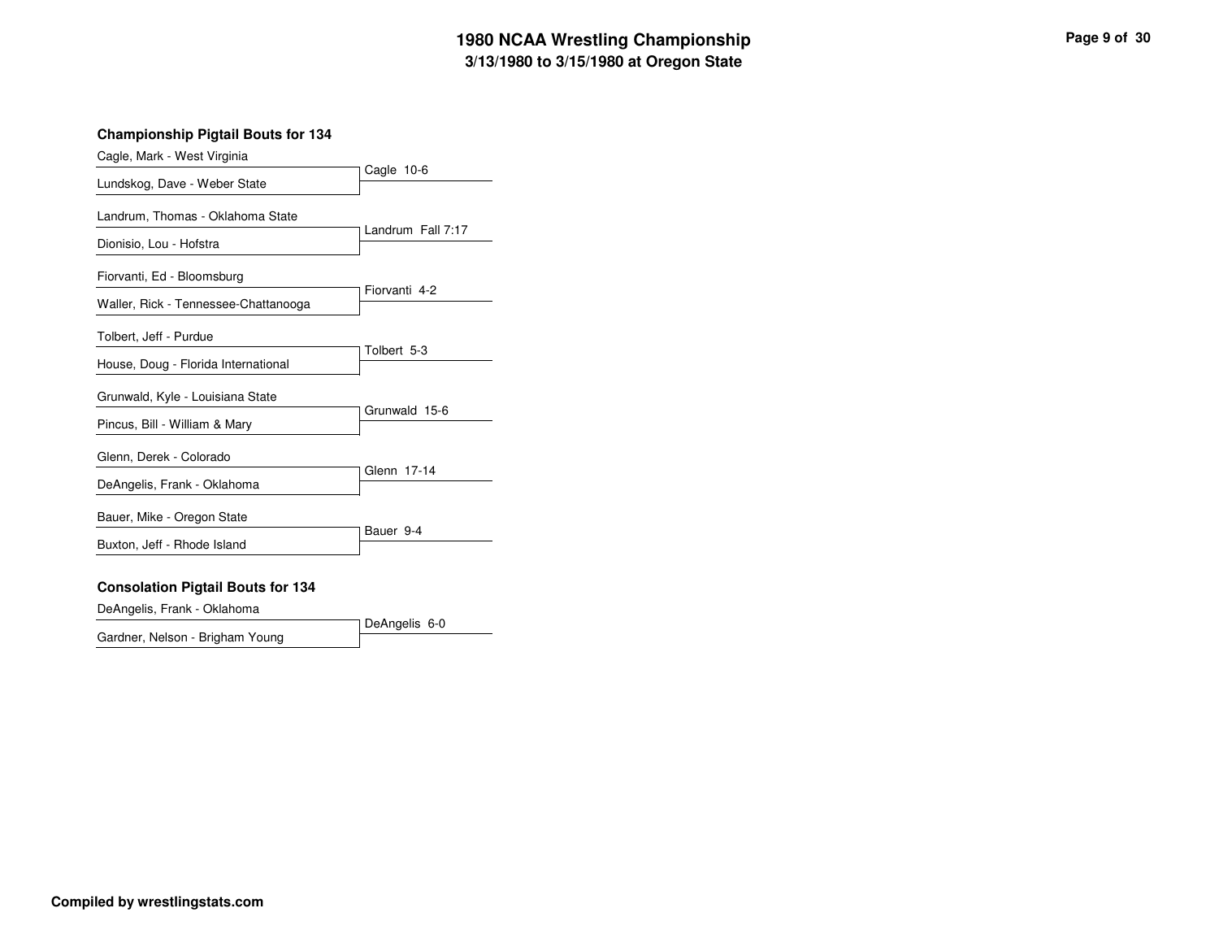## Championship Pigtail Bouts for 134

| Wrestler | Result |
| --- | --- |
| Cagle, Mark - West Virginia | Cagle 10-6 |
| Lundskog, Dave - Weber State | |
| Landrum, Thomas - Oklahoma State | Landrum Fall 7:17 |
| Dionisio, Lou - Hofstra | |
| Fiorvanti, Ed - Bloomsburg | Fiorvanti 4-2 |
| Waller, Rick - Tennessee-Chattanooga | |
| Tolbert, Jeff - Purdue | Tolbert 5-3 |
| House, Doug - Florida International | |
| Grunwald, Kyle - Louisiana State | Grunwald 15-6 |
| Pincus, Bill - William & Mary | |
| Glenn, Derek - Colorado | Glenn 17-14 |
| DeAngelis, Frank - Oklahoma | |
| Bauer, Mike - Oregon State | Bauer 9-4 |
| Buxton, Jeff - Rhode Island | |

## Consolation Pigtail Bouts for 134

| Wrestler | Result |
| --- | --- |
| DeAngelis, Frank - Oklahoma | DeAngelis 6-0 |
| Gardner, Nelson - Brigham Young | |

**Compiled by wrestlingstats.com**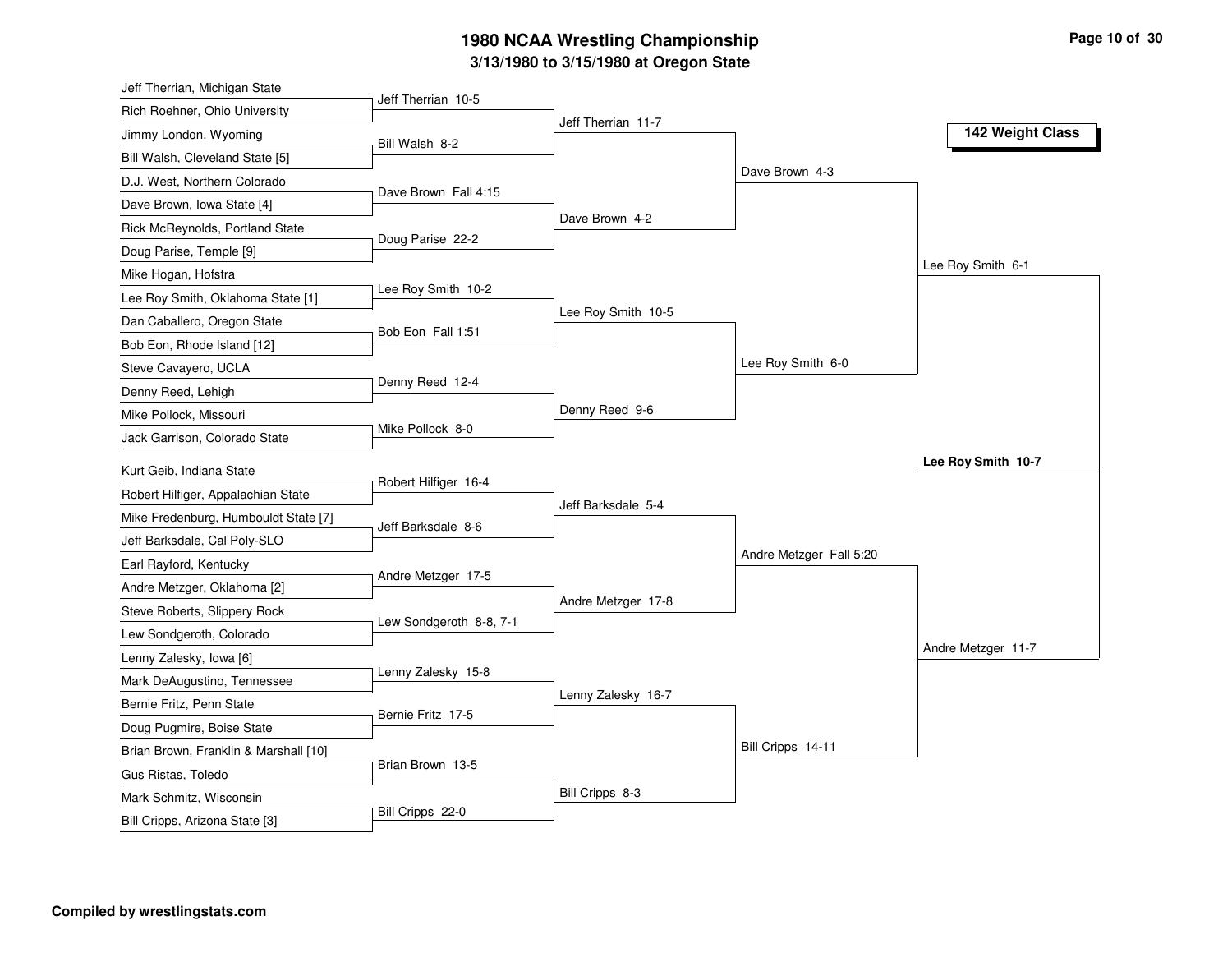# 1980 NCAA Wrestling Championship

## 3/13/1980 to 3/15/1980 at Oregon State

### 142 Weight Class

**First Round**

| Wrestlers | Result |
| --- | --- |
| Jeff Therrian, Michigan State vs. Rich Roehner, Ohio University | Jeff Therrian 10-5 |
| Jimmy London, Wyoming vs. Bill Walsh, Cleveland State [5] | Bill Walsh 8-2 |
| D.J. West, Northern Colorado vs. Dave Brown, Iowa State [4] | Dave Brown Fall 4:15 |
| Rick McReynolds, Portland State vs. Doug Parise, Temple [9] | Doug Parise 22-2 |
| Mike Hogan, Hofstra vs. Lee Roy Smith, Oklahoma State [1] | Lee Roy Smith 10-2 |
| Dan Caballero, Oregon State vs. Bob Eon, Rhode Island [12] | Bob Eon Fall 1:51 |
| Steve Cavayero, UCLA vs. Denny Reed, Lehigh | Denny Reed 12-4 |
| Mike Pollock, Missouri vs. Jack Garrison, Colorado State | Mike Pollock 8-0 |
| Kurt Geib, Indiana State vs. Robert Hilfiger, Appalachian State | Robert Hilfiger 16-4 |
| Mike Fredenburg, Humbouldt State [7] vs. Jeff Barksdale, Cal Poly-SLO | Jeff Barksdale 8-6 |
| Earl Rayford, Kentucky vs. Andre Metzger, Oklahoma [2] | Andre Metzger 17-5 |
| Steve Roberts, Slippery Rock vs. Lew Sondgeroth, Colorado | Lew Sondgeroth 8-8, 7-1 |
| Lenny Zalesky, Iowa [6] vs. Mark DeAugustino, Tennessee | Lenny Zalesky 15-8 |
| Bernie Fritz, Penn State vs. Doug Pugmire, Boise State | Bernie Fritz 17-5 |
| Brian Brown, Franklin & Marshall [10] vs. Gus Ristas, Toledo | Brian Brown 13-5 |
| Mark Schmitz, Wisconsin vs. Bill Cripps, Arizona State [3] | Bill Cripps 22-0 |

**Second Round**

| Result |
| --- |
| Jeff Therrian 11-7 |
| Dave Brown 4-2 |
| Lee Roy Smith 10-5 |
| Denny Reed 9-6 |
| Jeff Barksdale 5-4 |
| Andre Metzger 17-8 |
| Lenny Zalesky 16-7 |
| Bill Cripps 8-3 |

**Quarterfinals**

| Result |
| --- |
| Dave Brown 4-3 |
| Lee Roy Smith 6-0 |
| Andre Metzger Fall 5:20 |
| Bill Cripps 14-11 |

**Semifinals**

| Result |
| --- |
| Lee Roy Smith 6-1 |
| Andre Metzger 11-7 |

**Final**

**Lee Roy Smith 10-7**

**Compiled by wrestlingstats.com**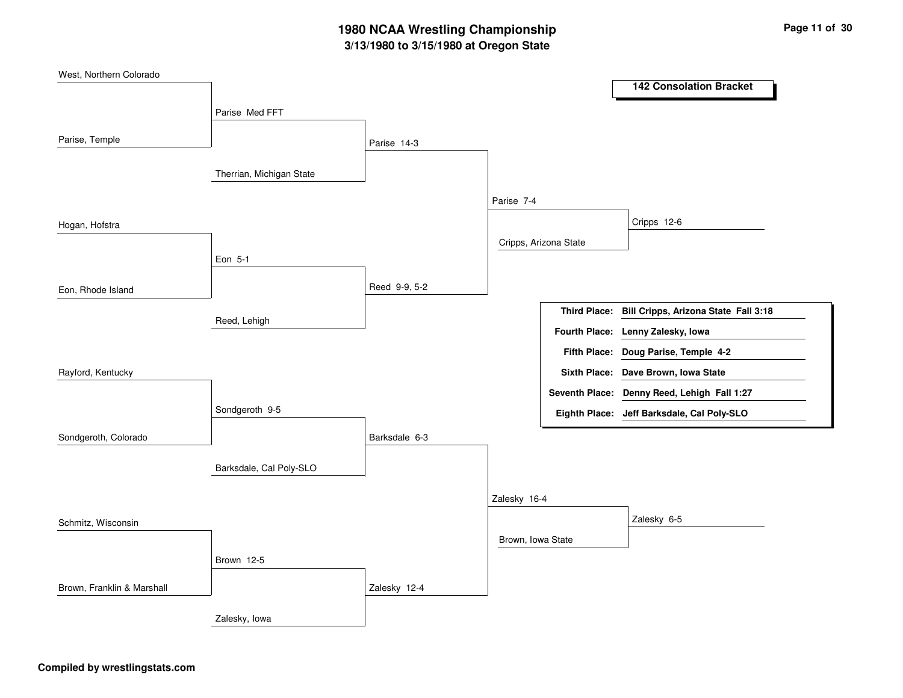# 1980 NCAA Wrestling Championship

## 3/13/1980 to 3/15/1980 at Oregon State

### 142 Consolation Bracket

**Round 1**

- West, Northern Colorado vs. Parise, Temple — Parise Med FFT
- Hogan, Hofstra vs. Eon, Rhode Island — Eon 5-1
- Rayford, Kentucky vs. Sondgeroth, Colorado — Sondgeroth 9-5
- Schmitz, Wisconsin vs. Brown, Franklin & Marshall — Brown 12-5

**Round 2**

- Parise vs. Therrian, Michigan State — Parise 14-3
- Eon vs. Reed, Lehigh — Reed 9-9, 5-2
- Sondgeroth vs. Barksdale, Cal Poly-SLO — Barksdale 6-3
- Brown vs. Zalesky, Iowa — Zalesky 12-4

**Round 3**

- Parise vs. Reed — Parise 7-4
- Barksdale vs. Zalesky — Zalesky 16-4

**Round 4**

- Parise vs. Cripps, Arizona State — Cripps 12-6
- Zalesky vs. Brown, Iowa State — Zalesky 6-5

| Place | Result |
| --- | --- |
| **Third Place:** | **Bill Cripps, Arizona State Fall 3:18** |
| **Fourth Place:** | **Lenny Zalesky, Iowa** |
| **Fifth Place:** | **Doug Parise, Temple 4-2** |
| **Sixth Place:** | **Dave Brown, Iowa State** |
| **Seventh Place:** | **Denny Reed, Lehigh Fall 1:27** |
| **Eighth Place:** | **Jeff Barksdale, Cal Poly-SLO** |

**Compiled by wrestlingstats.com**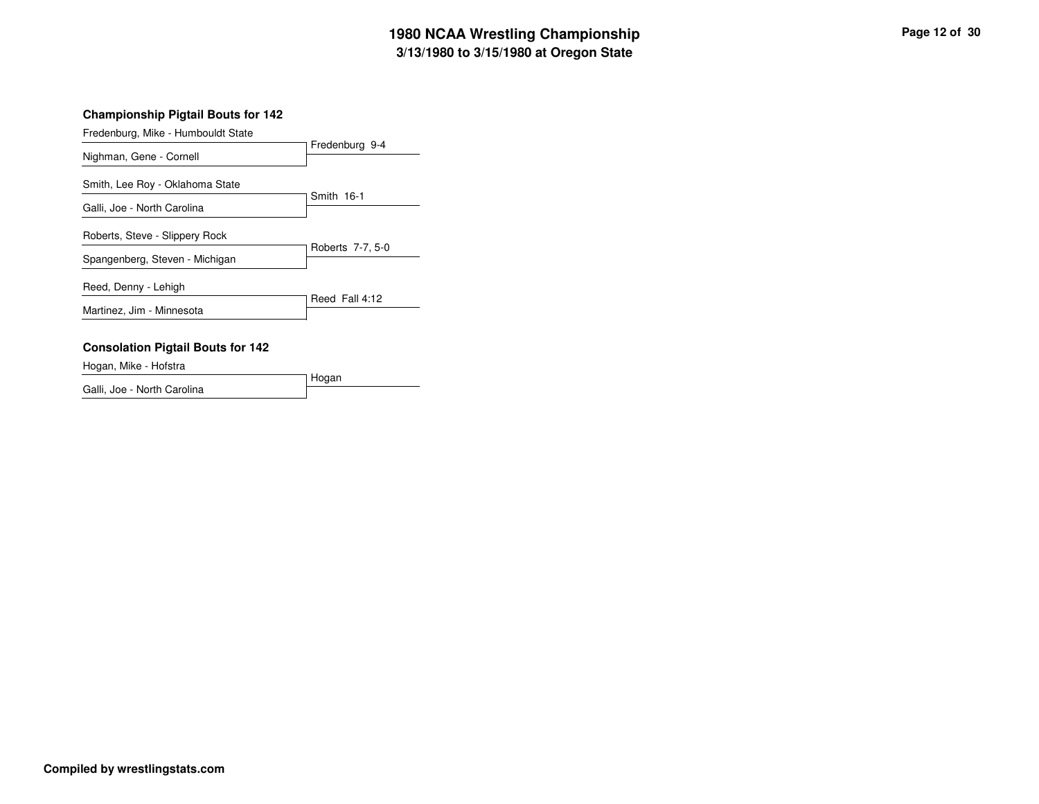# 1980 NCAA Wrestling Championship

## 3/13/1980 to 3/15/1980 at Oregon State

### Championship Pigtail Bouts for 142

| Wrestler 1 | Wrestler 2 | Result |
|---|---|---|
| Fredenburg, Mike - Humbouldt State | Nighman, Gene - Cornell | Fredenburg 9-4 |
| Smith, Lee Roy - Oklahoma State | Galli, Joe - North Carolina | Smith 16-1 |
| Roberts, Steve - Slippery Rock | Spangenberg, Steven - Michigan | Roberts 7-7, 5-0 |
| Reed, Denny - Lehigh | Martinez, Jim - Minnesota | Reed Fall 4:12 |

### Consolation Pigtail Bouts for 142

| Wrestler 1 | Wrestler 2 | Result |
|---|---|---|
| Hogan, Mike - Hofstra | Galli, Joe - North Carolina | Hogan |

Compiled by wrestlingstats.com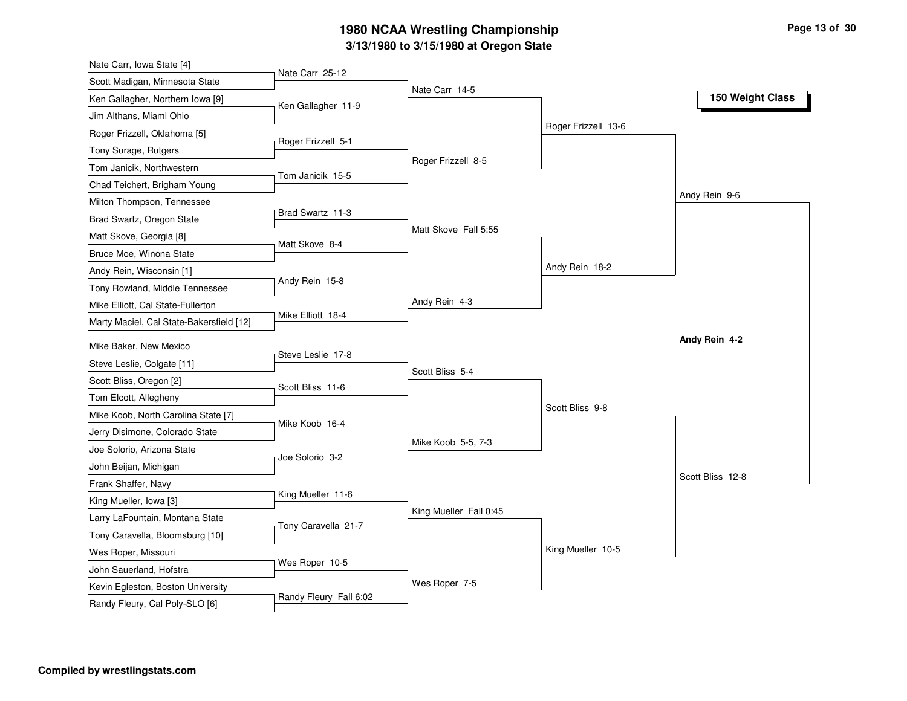# 1980 NCAA Wrestling Championship

## 3/13/1980 to 3/15/1980 at Oregon State

### 150 Weight Class

| First Round | Second Round | Quarterfinals | Semifinals | Final |
|---|---|---|---|---|
| Nate Carr, Iowa State [4] / Scott Madigan, Minnesota State | Nate Carr 25-12 | | | |
| Ken Gallagher, Northern Iowa [9] / Jim Althans, Miami Ohio | Ken Gallagher 11-9 | Nate Carr 14-5 | | |
| Roger Frizzell, Oklahoma [5] / Tony Surage, Rutgers | Roger Frizzell 5-1 | | Roger Frizzell 13-6 | |
| Tom Janicik, Northwestern / Chad Teichert, Brigham Young | Tom Janicik 15-5 | Roger Frizzell 8-5 | | |
| Milton Thompson, Tennessee / Brad Swartz, Oregon State | Brad Swartz 11-3 | | | Andy Rein 9-6 |
| Matt Skove, Georgia [8] / Bruce Moe, Winona State | Matt Skove 8-4 | Matt Skove Fall 5:55 | | |
| Andy Rein, Wisconsin [1] / Tony Rowland, Middle Tennessee | Andy Rein 15-8 | | Andy Rein 18-2 | |
| Mike Elliott, Cal State-Fullerton / Marty Maciel, Cal State-Bakersfield [12] | Mike Elliott 18-4 | Andy Rein 4-3 | | |
| Mike Baker, New Mexico / Steve Leslie, Colgate [11] | Steve Leslie 17-8 | | | |
| Scott Bliss, Oregon [2] / Tom Elcott, Allegheny | Scott Bliss 11-6 | Scott Bliss 5-4 | | |
| Mike Koob, North Carolina State [7] / Jerry Disimone, Colorado State | Mike Koob 16-4 | | Scott Bliss 9-8 | |
| Joe Solorio, Arizona State / John Beijan, Michigan | Joe Solorio 3-2 | Mike Koob 5-5, 7-3 | | |
| Frank Shaffer, Navy / King Mueller, Iowa [3] | King Mueller 11-6 | | | Scott Bliss 12-8 |
| Larry LaFountain, Montana State / Tony Caravella, Bloomsburg [10] | Tony Caravella 21-7 | King Mueller Fall 0:45 | | |
| Wes Roper, Missouri / John Sauerland, Hofstra | Wes Roper 10-5 | | King Mueller 10-5 | |
| Kevin Egleston, Boston University / Randy Fleury, Cal Poly-SLO [6] | Randy Fleury Fall 6:02 | Wes Roper 7-5 | | |

**Champion: Andy Rein 4-2**

**Compiled by wrestlingstats.com**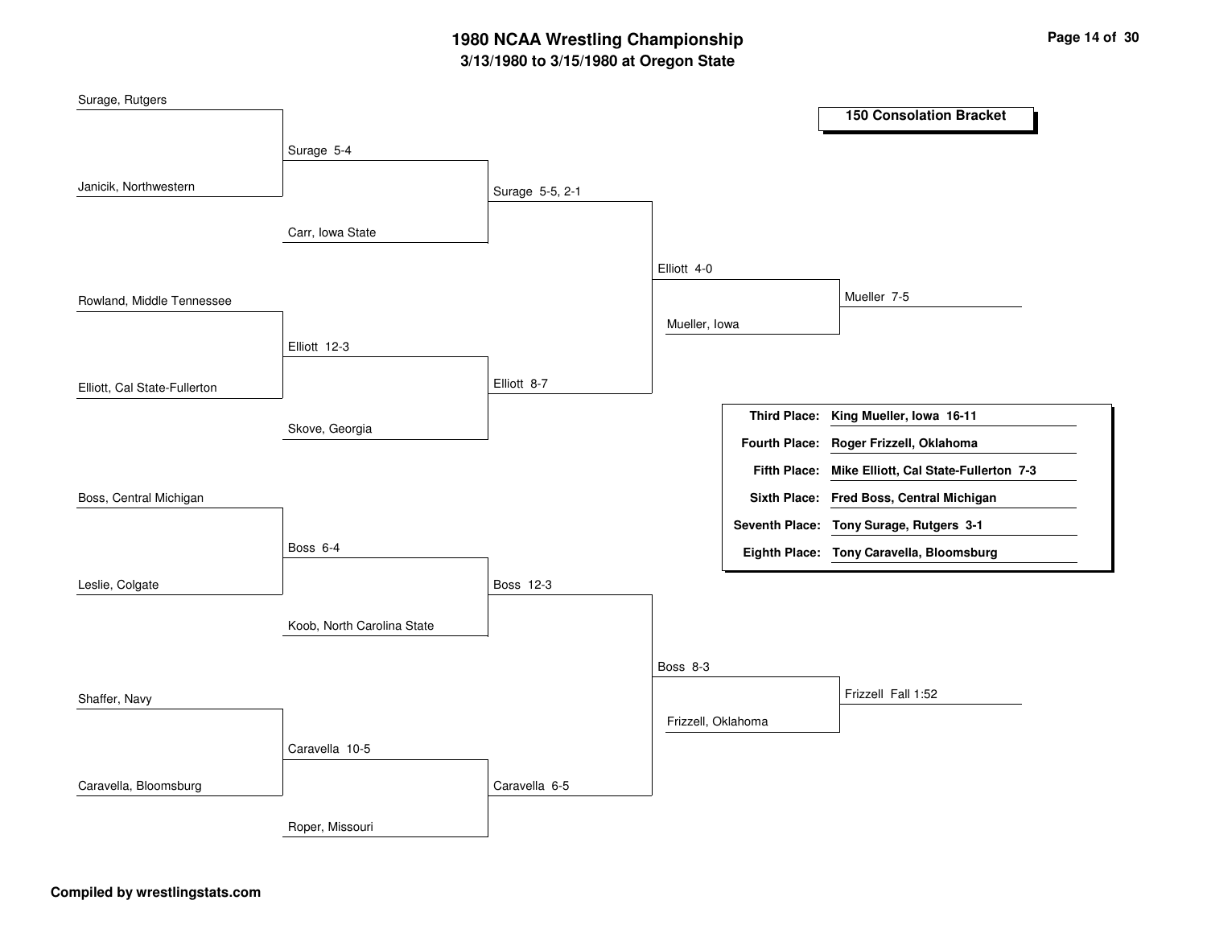# 1980 NCAA Wrestling Championship

**3/13/1980 to 3/15/1980 at Oregon State**

## 150 Consolation Bracket

### Round 1

- Surage, Rutgers vs. Janicik, Northwestern — **Surage 5-4**
- Rowland, Middle Tennessee vs. Elliott, Cal State-Fullerton — **Elliott 12-3**
- Boss, Central Michigan vs. Leslie, Colgate — **Boss 6-4**
- Shaffer, Navy vs. Caravella, Bloomsburg — **Caravella 10-5**

### Round 2

- Surage vs. Carr, Iowa State — **Surage 5-5, 2-1**
- Elliott vs. Skove, Georgia — **Elliott 8-7**
- Boss vs. Koob, North Carolina State — **Boss 12-3**
- Caravella vs. Roper, Missouri — **Caravella 6-5**

### Round 3

- Surage vs. Elliott — **Elliott 4-0**
- Boss vs. Caravella — **Boss 8-3**

### Consolation Semifinals

- Elliott vs. Mueller, Iowa — **Mueller 7-5**
- Boss vs. Frizzell, Oklahoma — **Frizzell Fall 1:52**

### Final Placings

| Place | Result |
| --- | --- |
| **Third Place:** | **King Mueller, Iowa 16-11** |
| **Fourth Place:** | **Roger Frizzell, Oklahoma** |
| **Fifth Place:** | **Mike Elliott, Cal State-Fullerton 7-3** |
| **Sixth Place:** | **Fred Boss, Central Michigan** |
| **Seventh Place:** | **Tony Surage, Rutgers 3-1** |
| **Eighth Place:** | **Tony Caravella, Bloomsburg** |

**Compiled by wrestlingstats.com**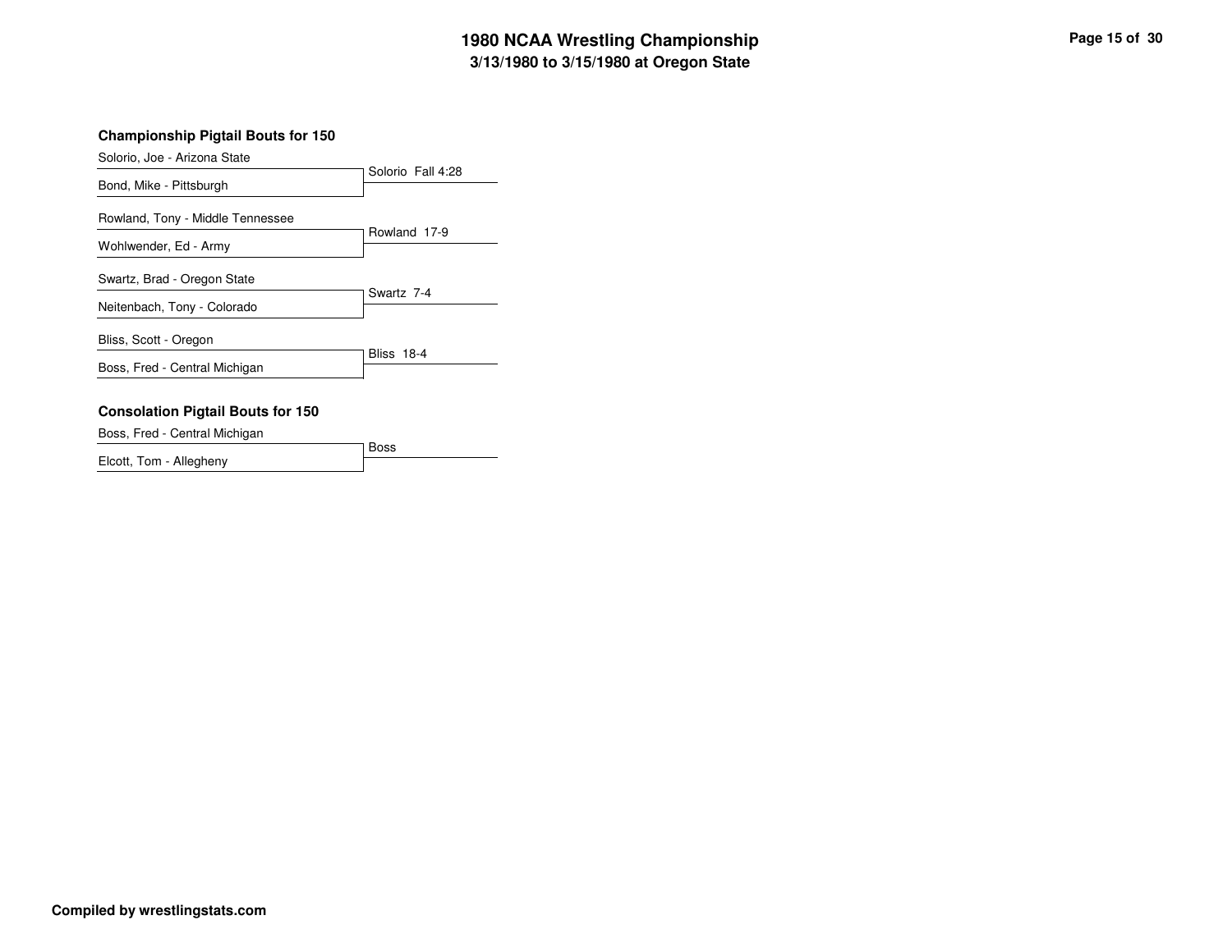# 1980 NCAA Wrestling Championship
## 3/13/1980 to 3/15/1980 at Oregon State

### Championship Pigtail Bouts for 150

| Wrestler 1 | Wrestler 2 | Result |
|---|---|---|
| Solorio, Joe - Arizona State | Bond, Mike - Pittsburgh | Solorio Fall 4:28 |
| Rowland, Tony - Middle Tennessee | Wohlwender, Ed - Army | Rowland 17-9 |
| Swartz, Brad - Oregon State | Neitenbach, Tony - Colorado | Swartz 7-4 |
| Bliss, Scott - Oregon | Boss, Fred - Central Michigan | Bliss 18-4 |

### Consolation Pigtail Bouts for 150

| Wrestler 1 | Wrestler 2 | Result |
|---|---|---|
| Boss, Fred - Central Michigan | Elcott, Tom - Allegheny | Boss |

**Compiled by wrestlingstats.com**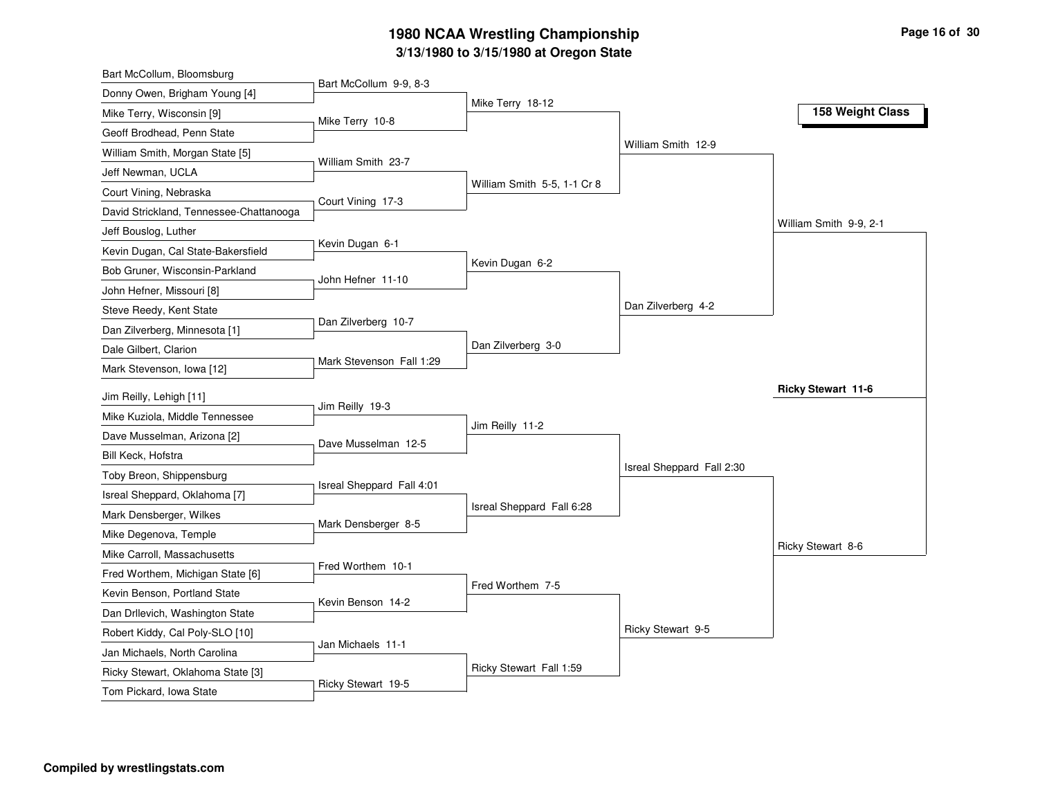# 1980 NCAA Wrestling Championship

## 3/13/1980 to 3/15/1980 at Oregon State

### 158 Weight Class

**First Round**

- Bart McCollum, Bloomsburg vs. Donny Owen, Brigham Young [4] — Bart McCollum 9-9, 8-3
- Mike Terry, Wisconsin [9] vs. Geoff Brodhead, Penn State — Mike Terry 10-8
- William Smith, Morgan State [5] vs. Jeff Newman, UCLA — William Smith 23-7
- Court Vining, Nebraska vs. David Strickland, Tennessee-Chattanooga — Court Vining 17-3
- Jeff Bouslog, Luther vs. Kevin Dugan, Cal State-Bakersfield — Kevin Dugan 6-1
- Bob Gruner, Wisconsin-Parkland vs. John Hefner, Missouri [8] — John Hefner 11-10
- Steve Reedy, Kent State vs. Dan Zilverberg, Minnesota [1] — Dan Zilverberg 10-7
- Dale Gilbert, Clarion vs. Mark Stevenson, Iowa [12] — Mark Stevenson Fall 1:29
- Jim Reilly, Lehigh [11] vs. Mike Kuziola, Middle Tennessee — Jim Reilly 19-3
- Dave Musselman, Arizona [2] vs. Bill Keck, Hofstra — Dave Musselman 12-5
- Toby Breon, Shippensburg vs. Isreal Sheppard, Oklahoma [7] — Isreal Sheppard Fall 4:01
- Mark Densberger, Wilkes vs. Mike Degenova, Temple — Mark Densberger 8-5
- Mike Carroll, Massachusetts vs. Fred Worthem, Michigan State [6] — Fred Worthem 10-1
- Kevin Benson, Portland State vs. Dan Drllevich, Washington State — Kevin Benson 14-2
- Robert Kiddy, Cal Poly-SLO [10] vs. Jan Michaels, North Carolina — Jan Michaels 11-1
- Ricky Stewart, Oklahoma State [3] vs. Tom Pickard, Iowa State — Ricky Stewart 19-5

**Second Round**

- Mike Terry 18-12
- William Smith 5-5, 1-1 Cr 8
- Kevin Dugan 6-2
- Dan Zilverberg 3-0
- Jim Reilly 11-2
- Isreal Sheppard Fall 6:28
- Fred Worthem 7-5
- Ricky Stewart Fall 1:59

**Quarterfinals**

- William Smith 12-9
- Dan Zilverberg 4-2
- Isreal Sheppard Fall 2:30
- Ricky Stewart 9-5

**Semifinals**

- William Smith 9-9, 2-1
- Ricky Stewart 8-6

**Final**

- **Ricky Stewart 11-6**

**Compiled by wrestlingstats.com**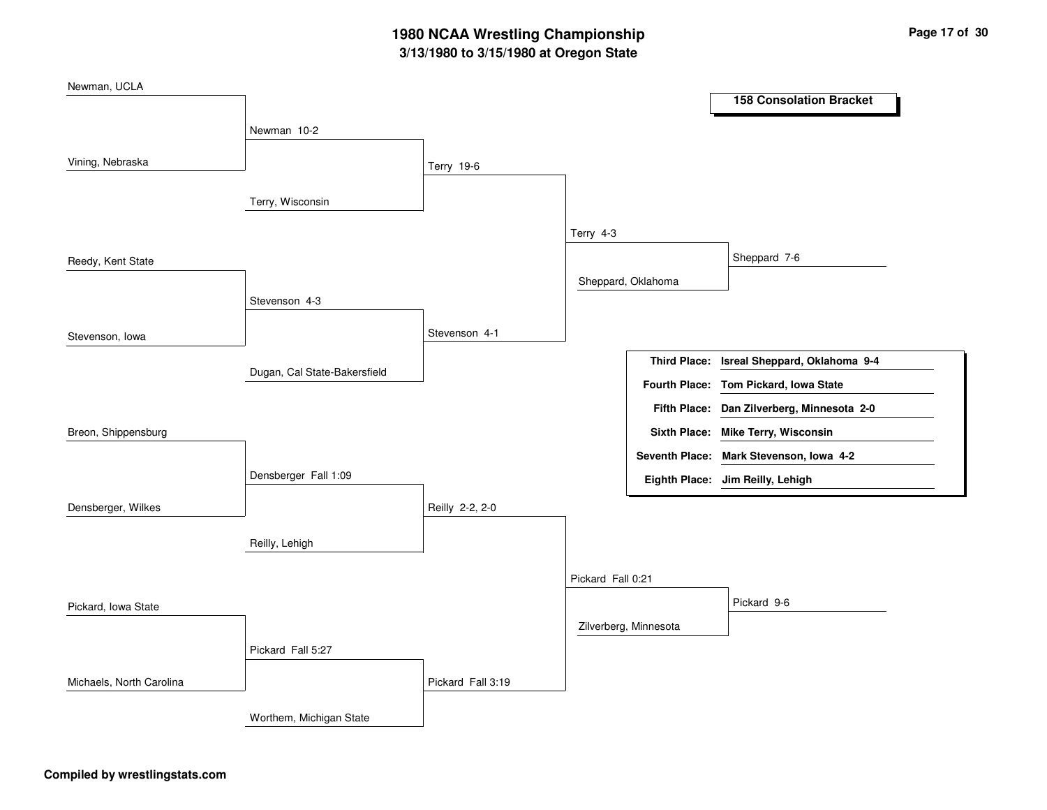# 1980 NCAA Wrestling Championship

## 3/13/1980 to 3/15/1980 at Oregon State

### 158 Consolation Bracket

**Round 1**

- Newman, UCLA vs. Vining, Nebraska — Newman 10-2
- Reedy, Kent State vs. Stevenson, Iowa — Stevenson 4-3
- Breon, Shippensburg vs. Densberger, Wilkes — Densberger Fall 1:09
- Pickard, Iowa State vs. Michaels, North Carolina — Pickard Fall 5:27

**Round 2**

- Newman vs. Terry, Wisconsin — Terry 19-6
- Stevenson vs. Dugan, Cal State-Bakersfield — Stevenson 4-1
- Densberger vs. Reilly, Lehigh — Reilly 2-2, 2-0
- Pickard vs. Worthem, Michigan State — Pickard Fall 3:19

**Round 3**

- Terry vs. Stevenson — Terry 4-3
- Reilly vs. Pickard — Pickard Fall 0:21

**Round 4**

- Terry vs. Sheppard, Oklahoma — Sheppard 7-6
- Pickard vs. Zilverberg, Minnesota — Pickard 9-6

| Place | Result |
|---|---|
| Third Place: | Isreal Sheppard, Oklahoma 9-4 |
| Fourth Place: | Tom Pickard, Iowa State |
| Fifth Place: | Dan Zilverberg, Minnesota 2-0 |
| Sixth Place: | Mike Terry, Wisconsin |
| Seventh Place: | Mark Stevenson, Iowa 4-2 |
| Eighth Place: | Jim Reilly, Lehigh |

**Compiled by wrestlingstats.com**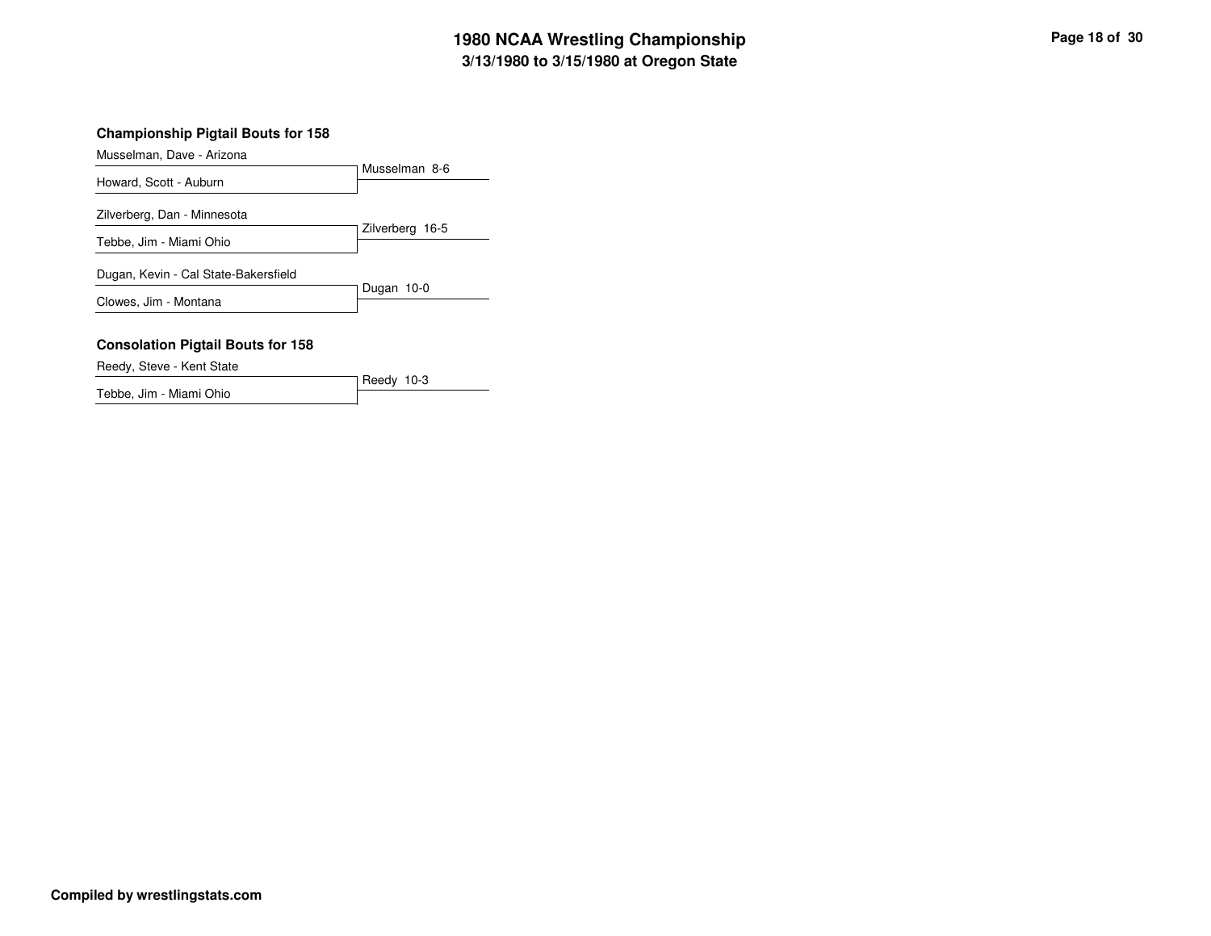# 1980 NCAA Wrestling Championship

## 3/13/1980 to 3/15/1980 at Oregon State

### Championship Pigtail Bouts for 158

| Wrestlers | Result |
|---|---|
| Musselman, Dave - Arizona vs. Howard, Scott - Auburn | Musselman 8-6 |
| Zilverberg, Dan - Minnesota vs. Tebbe, Jim - Miami Ohio | Zilverberg 16-5 |
| Dugan, Kevin - Cal State-Bakersfield vs. Clowes, Jim - Montana | Dugan 10-0 |

### Consolation Pigtail Bouts for 158

| Wrestlers | Result |
|---|---|
| Reedy, Steve - Kent State vs. Tebbe, Jim - Miami Ohio | Reedy 10-3 |

**Compiled by wrestlingstats.com**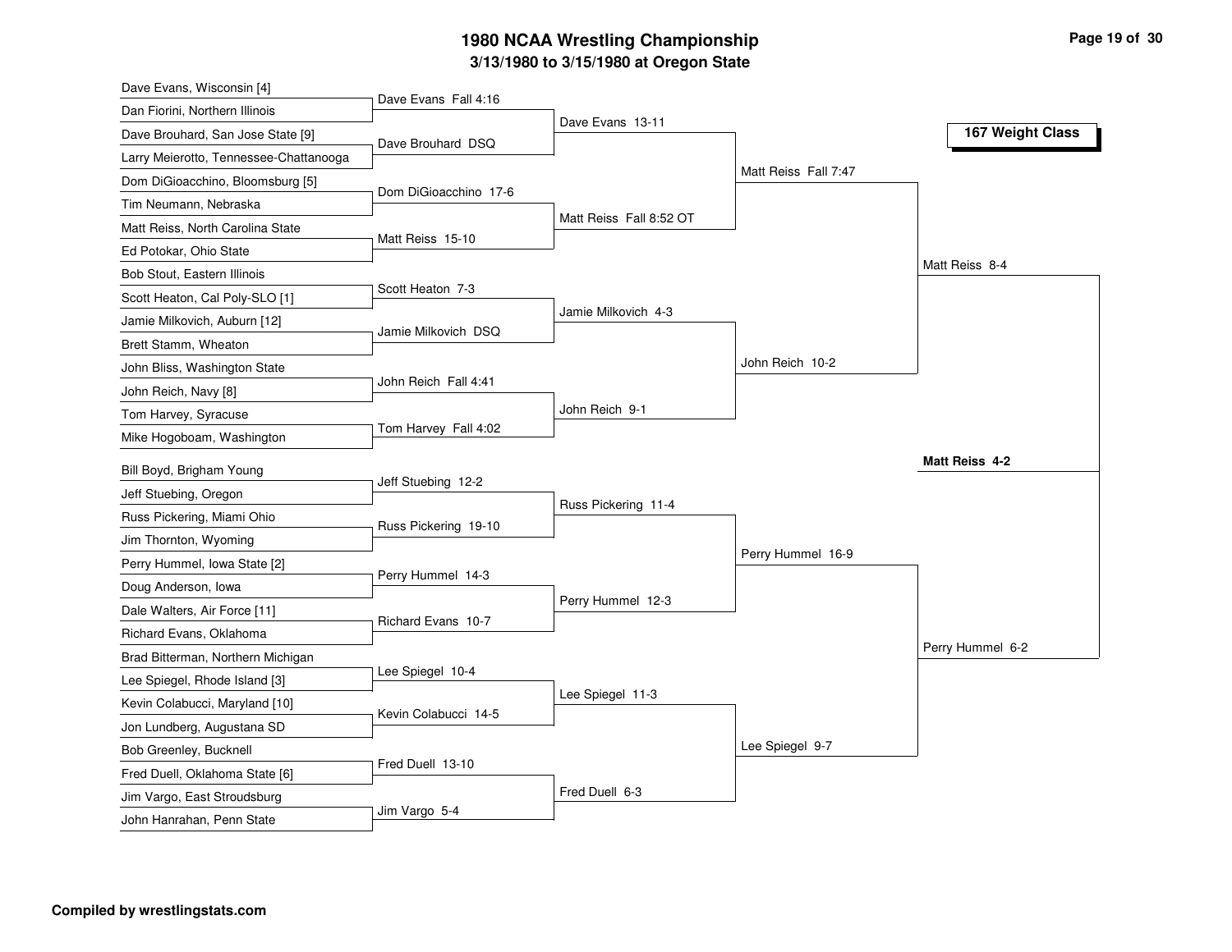# 1980 NCAA Wrestling Championship

## 3/13/1980 to 3/15/1980 at Oregon State

### 167 Weight Class

**First Round**

| Wrestler 1 | Wrestler 2 | Result |
|---|---|---|
| Dave Evans, Wisconsin [4] | Dan Fiorini, Northern Illinois | Dave Evans Fall 4:16 |
| Dave Brouhard, San Jose State [9] | Larry Meierotto, Tennessee-Chattanooga | Dave Brouhard DSQ |
| Dom DiGioacchino, Bloomsburg [5] | Tim Neumann, Nebraska | Dom DiGioacchino 17-6 |
| Matt Reiss, North Carolina State | Ed Potokar, Ohio State | Matt Reiss 15-10 |
| Bob Stout, Eastern Illinois | Scott Heaton, Cal Poly-SLO [1] | Scott Heaton 7-3 |
| Jamie Milkovich, Auburn [12] | Brett Stamm, Wheaton | Jamie Milkovich DSQ |
| John Bliss, Washington State | John Reich, Navy [8] | John Reich Fall 4:41 |
| Tom Harvey, Syracuse | Mike Hogoboam, Washington | Tom Harvey Fall 4:02 |
| Bill Boyd, Brigham Young | Jeff Stuebing, Oregon | Jeff Stuebing 12-2 |
| Russ Pickering, Miami Ohio | Jim Thornton, Wyoming | Russ Pickering 19-10 |
| Perry Hummel, Iowa State [2] | Doug Anderson, Iowa | Perry Hummel 14-3 |
| Dale Walters, Air Force [11] | Richard Evans, Oklahoma | Richard Evans 10-7 |
| Brad Bitterman, Northern Michigan | Lee Spiegel, Rhode Island [3] | Lee Spiegel 10-4 |
| Kevin Colabucci, Maryland [10] | Jon Lundberg, Augustana SD | Kevin Colabucci 14-5 |
| Bob Greenley, Bucknell | Fred Duell, Oklahoma State [6] | Fred Duell 13-10 |
| Jim Vargo, East Stroudsburg | John Hanrahan, Penn State | Jim Vargo 5-4 |

**Second Round**

- Dave Evans 13-11
- Matt Reiss Fall 8:52 OT
- Jamie Milkovich 4-3
- John Reich 9-1
- Russ Pickering 11-4
- Perry Hummel 12-3
- Lee Spiegel 11-3
- Fred Duell 6-3

**Quarterfinals**

- Matt Reiss Fall 7:47
- John Reich 10-2
- Perry Hummel 16-9
- Lee Spiegel 9-7

**Semifinals**

- Matt Reiss 8-4
- Perry Hummel 6-2

**Final**

- **Matt Reiss 4-2**

Compiled by wrestlingstats.com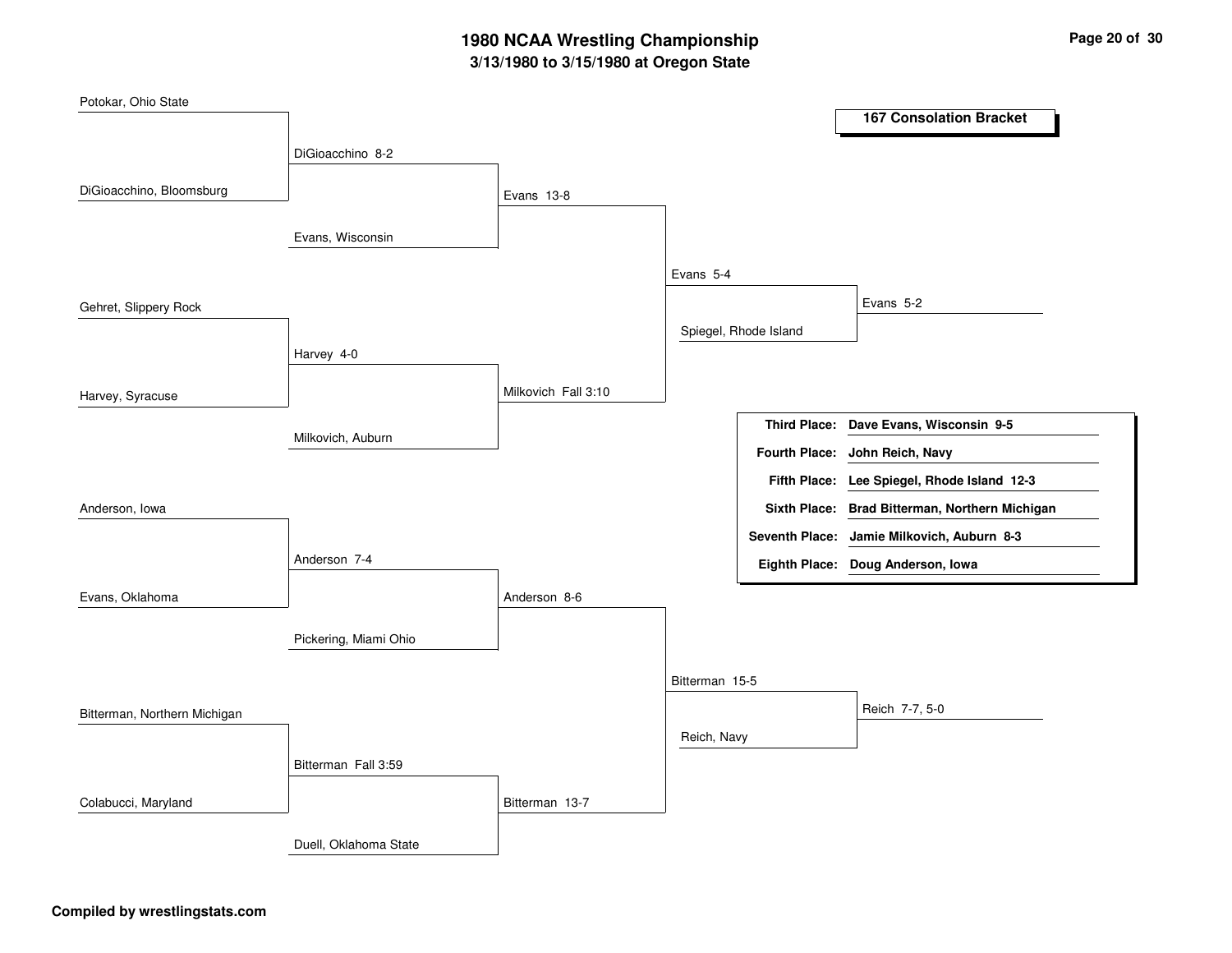# 1980 NCAA Wrestling Championship

**3/13/1980 to 3/15/1980 at Oregon State**

## 167 Consolation Bracket

### Round 1

- Potokar, Ohio State vs. DiGioacchino, Bloomsburg — DiGioacchino 8-2
- Gehret, Slippery Rock vs. Harvey, Syracuse — Harvey 4-0
- Anderson, Iowa vs. Evans, Oklahoma — Anderson 7-4
- Bitterman, Northern Michigan vs. Colabucci, Maryland — Bitterman Fall 3:59

### Round 2

- DiGioacchino vs. Evans, Wisconsin — Evans 13-8
- Harvey vs. Milkovich, Auburn — Milkovich Fall 3:10
- Anderson vs. Pickering, Miami Ohio — Anderson 8-6
- Bitterman vs. Duell, Oklahoma State — Bitterman 13-7

### Round 3

- Evans vs. Milkovich — Evans 5-4
- Anderson vs. Bitterman — Bitterman 15-5

### Round 4

- Evans vs. Spiegel, Rhode Island — Evans 5-2
- Bitterman vs. Reich, Navy — Reich 7-7, 5-0

### Final Placings

| Place | Wrestler |
|---|---|
| **Third Place:** | **Dave Evans, Wisconsin 9-5** |
| **Fourth Place:** | **John Reich, Navy** |
| **Fifth Place:** | **Lee Spiegel, Rhode Island 12-3** |
| **Sixth Place:** | **Brad Bitterman, Northern Michigan** |
| **Seventh Place:** | **Jamie Milkovich, Auburn 8-3** |
| **Eighth Place:** | **Doug Anderson, Iowa** |

**Compiled by wrestlingstats.com**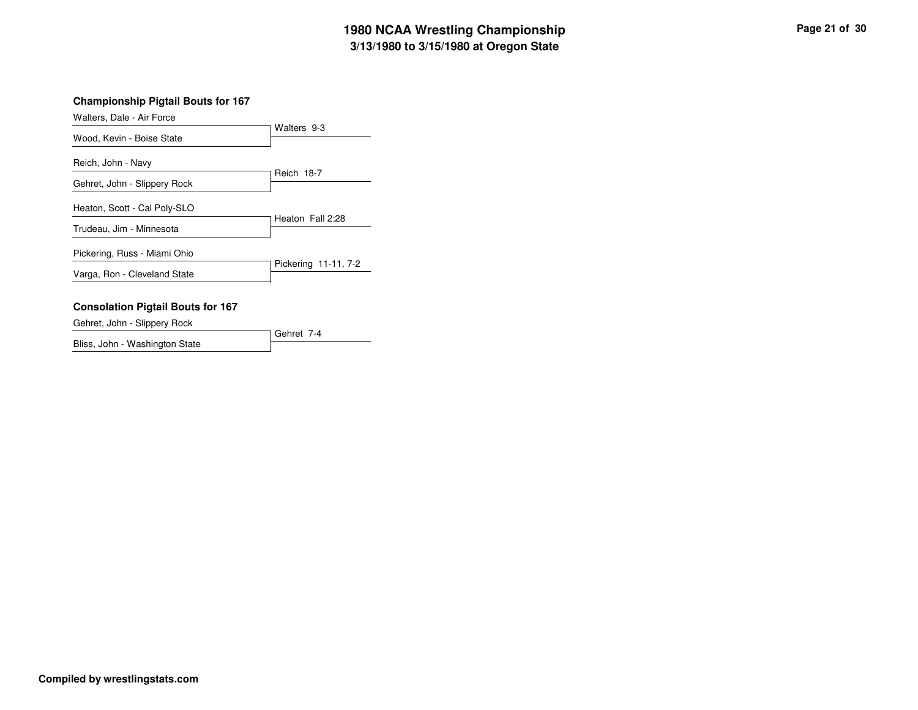# 1980 NCAA Wrestling Championship

## 3/13/1980 to 3/15/1980 at Oregon State

### Championship Pigtail Bouts for 167

| Wrestler 1 | Wrestler 2 | Result |
|---|---|---|
| Walters, Dale - Air Force | Wood, Kevin - Boise State | Walters 9-3 |
| Reich, John - Navy | Gehret, John - Slippery Rock | Reich 18-7 |
| Heaton, Scott - Cal Poly-SLO | Trudeau, Jim - Minnesota | Heaton Fall 2:28 |
| Pickering, Russ - Miami Ohio | Varga, Ron - Cleveland State | Pickering 11-11, 7-2 |

### Consolation Pigtail Bouts for 167

| Wrestler 1 | Wrestler 2 | Result |
|---|---|---|
| Gehret, John - Slippery Rock | Bliss, John - Washington State | Gehret 7-4 |

**Compiled by wrestlingstats.com**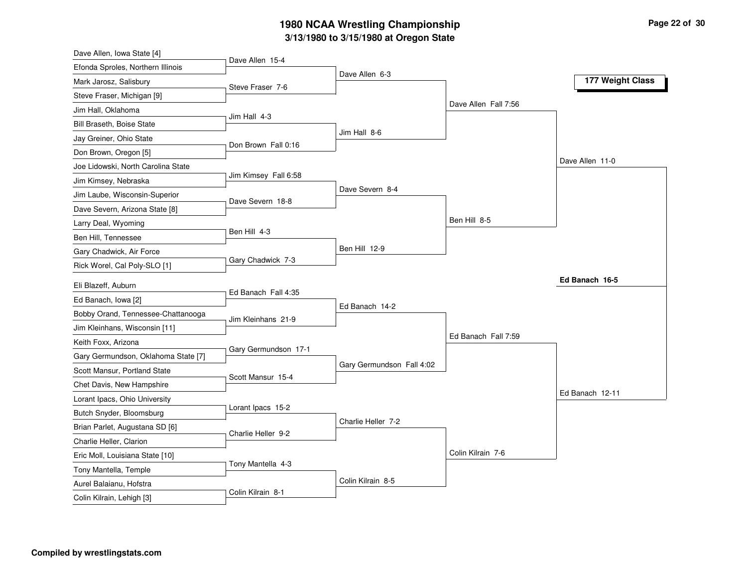# 1980 NCAA Wrestling Championship

## 3/13/1980 to 3/15/1980 at Oregon State

### 177 Weight Class

**First Round**

| Wrestler | Wrestler | Result |
|---|---|---|
| Dave Allen, Iowa State [4] | Efonda Sproles, Northern Illinois | Dave Allen 15-4 |
| Mark Jarosz, Salisbury | Steve Fraser, Michigan [9] | Steve Fraser 7-6 |
| Jim Hall, Oklahoma | Bill Braseth, Boise State | Jim Hall 4-3 |
| Jay Greiner, Ohio State | Don Brown, Oregon [5] | Don Brown Fall 0:16 |
| Joe Lidowski, North Carolina State | Jim Kimsey, Nebraska | Jim Kimsey Fall 6:58 |
| Jim Laube, Wisconsin-Superior | Dave Severn, Arizona State [8] | Dave Severn 18-8 |
| Larry Deal, Wyoming | Ben Hill, Tennessee | Ben Hill 4-3 |
| Gary Chadwick, Air Force | Rick Worel, Cal Poly-SLO [1] | Gary Chadwick 7-3 |
| Eli Blazeff, Auburn | Ed Banach, Iowa [2] | Ed Banach Fall 4:35 |
| Bobby Orand, Tennessee-Chattanooga | Jim Kleinhans, Wisconsin [11] | Jim Kleinhans 21-9 |
| Keith Foxx, Arizona | Gary Germundson, Oklahoma State [7] | Gary Germundson 17-1 |
| Scott Mansur, Portland State | Chet Davis, New Hampshire | Scott Mansur 15-4 |
| Lorant Ipacs, Ohio University | Butch Snyder, Bloomsburg | Lorant Ipacs 15-2 |
| Brian Parlet, Augustana SD [6] | Charlie Heller, Clarion | Charlie Heller 9-2 |
| Eric Moll, Louisiana State [10] | Tony Mantella, Temple | Tony Mantella 4-3 |
| Aurel Balaianu, Hofstra | Colin Kilrain, Lehigh [3] | Colin Kilrain 8-1 |

**Second Round**

| Result |
|---|
| Dave Allen 6-3 |
| Jim Hall 8-6 |
| Dave Severn 8-4 |
| Ben Hill 12-9 |
| Ed Banach 14-2 |
| Gary Germundson Fall 4:02 |
| Charlie Heller 7-2 |
| Colin Kilrain 8-5 |

**Quarterfinals**

| Result |
|---|
| Dave Allen Fall 7:56 |
| Ben Hill 8-5 |
| Ed Banach Fall 7:59 |
| Colin Kilrain 7-6 |

**Semifinals**

| Result |
|---|
| Dave Allen 11-0 |
| Ed Banach 12-11 |

**Final**

**Ed Banach 16-5**

**Compiled by wrestlingstats.com**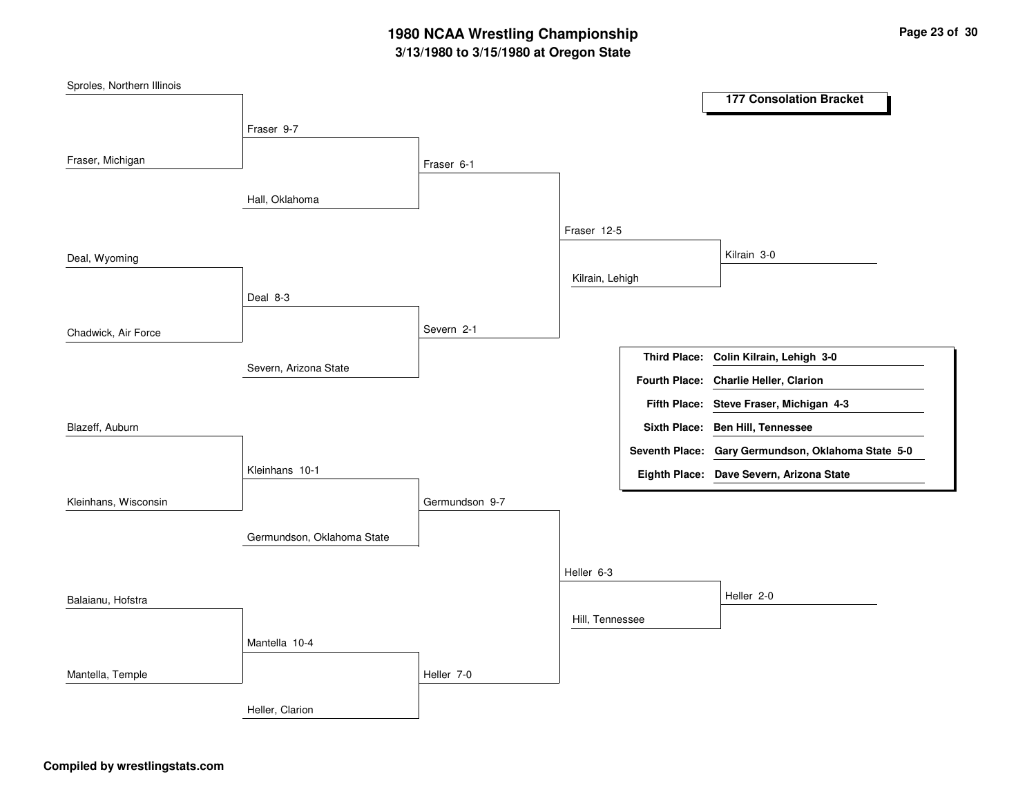# 1980 NCAA Wrestling Championship
## 3/13/1980 to 3/15/1980 at Oregon State

### 177 Consolation Bracket

| Round 1 | Round 2 | Round 3 | Round 4 | Final |
|---|---|---|---|---|
| Sproles, Northern Illinois | | | | |
| Fraser, Michigan | Fraser 9-7 | | | |
| | Hall, Oklahoma | Fraser 6-1 | | |
| Deal, Wyoming | | | Fraser 12-5 | |
| Chadwick, Air Force | Deal 8-3 | | Kilrain, Lehigh | Kilrain 3-0 |
| | Severn, Arizona State | Severn 2-1 | | |
| Blazeff, Auburn | | | | |
| Kleinhans, Wisconsin | Kleinhans 10-1 | | | |
| | Germundson, Oklahoma State | Germundson 9-7 | | |
| Balaianu, Hofstra | | | Heller 6-3 | |
| Mantella, Temple | Mantella 10-4 | | Hill, Tennessee | Heller 2-0 |
| | Heller, Clarion | Heller 7-0 | | |

| Place | Wrestler |
|---|---|
| **Third Place:** | **Colin Kilrain, Lehigh 3-0** |
| **Fourth Place:** | **Charlie Heller, Clarion** |
| **Fifth Place:** | **Steve Fraser, Michigan 4-3** |
| **Sixth Place:** | **Ben Hill, Tennessee** |
| **Seventh Place:** | **Gary Germundson, Oklahoma State 5-0** |
| **Eighth Place:** | **Dave Severn, Arizona State** |

**Compiled by wrestlingstats.com**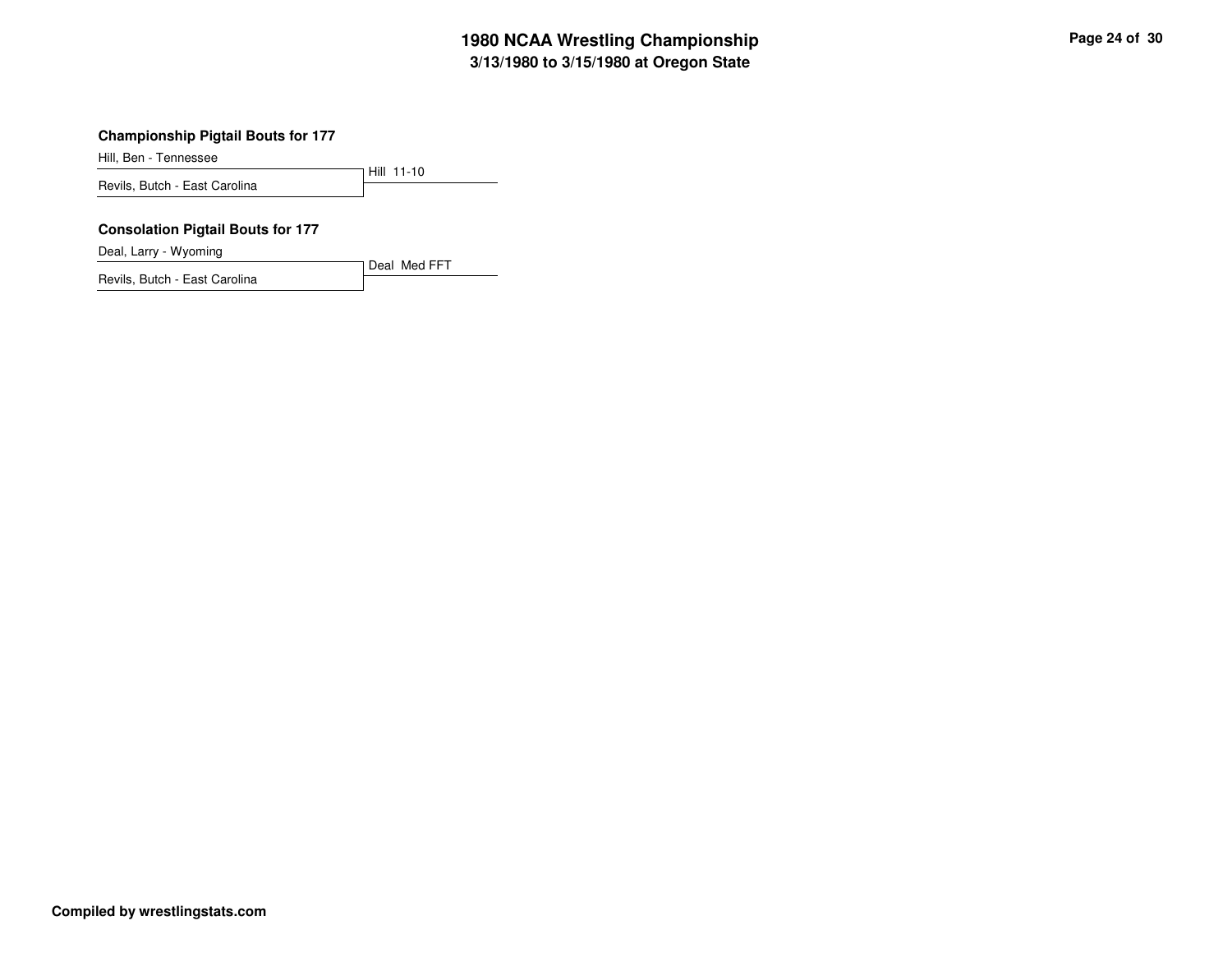### Championship Pigtail Bouts for 177

| Wrestler | Result |
| --- | --- |
| Hill, Ben - Tennessee | Hill 11-10 |
| Revils, Butch - East Carolina | |

### Consolation Pigtail Bouts for 177

| Wrestler | Result |
| --- | --- |
| Deal, Larry - Wyoming | Deal Med FFT |
| Revils, Butch - East Carolina | |

**Compiled by wrestlingstats.com**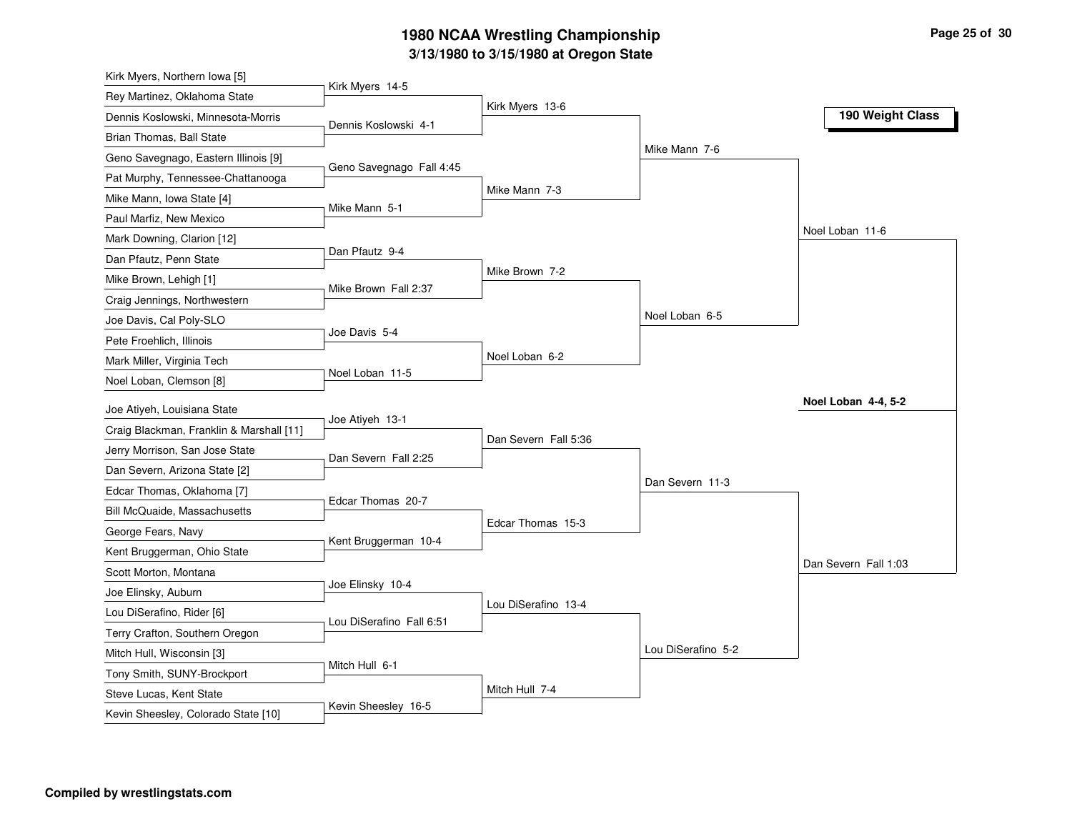# 1980 NCAA Wrestling Championship

## 3/13/1980 to 3/15/1980 at Oregon State

### 190 Weight Class

**First Round**

| Wrestler 1 | Wrestler 2 | Result |
|---|---|---|
| Kirk Myers, Northern Iowa [5] | Rey Martinez, Oklahoma State | Kirk Myers 14-5 |
| Dennis Koslowski, Minnesota-Morris | Brian Thomas, Ball State | Dennis Koslowski 4-1 |
| Geno Savegnago, Eastern Illinois [9] | Pat Murphy, Tennessee-Chattanooga | Geno Savegnago Fall 4:45 |
| Mike Mann, Iowa State [4] | Paul Marfiz, New Mexico | Mike Mann 5-1 |
| Mark Downing, Clarion [12] | Dan Pfautz, Penn State | Dan Pfautz 9-4 |
| Mike Brown, Lehigh [1] | Craig Jennings, Northwestern | Mike Brown Fall 2:37 |
| Joe Davis, Cal Poly-SLO | Pete Froehlich, Illinois | Joe Davis 5-4 |
| Mark Miller, Virginia Tech | Noel Loban, Clemson [8] | Noel Loban 11-5 |
| Joe Atiyeh, Louisiana State | Craig Blackman, Franklin & Marshall [11] | Joe Atiyeh 13-1 |
| Jerry Morrison, San Jose State | Dan Severn, Arizona State [2] | Dan Severn Fall 2:25 |
| Edcar Thomas, Oklahoma [7] | Bill McQuaide, Massachusetts | Edcar Thomas 20-7 |
| George Fears, Navy | Kent Bruggerman, Ohio State | Kent Bruggerman 10-4 |
| Scott Morton, Montana | Joe Elinsky, Auburn | Joe Elinsky 10-4 |
| Lou DiSerafino, Rider [6] | Terry Crafton, Southern Oregon | Lou DiSerafino Fall 6:51 |
| Mitch Hull, Wisconsin [3] | Tony Smith, SUNY-Brockport | Mitch Hull 6-1 |
| Steve Lucas, Kent State | Kevin Sheesley, Colorado State [10] | Kevin Sheesley 16-5 |

**Second Round**

- Kirk Myers 13-6
- Mike Mann 7-3
- Mike Brown 7-2
- Noel Loban 6-2
- Dan Severn Fall 5:36
- Edcar Thomas 15-3
- Lou DiSerafino 13-4
- Mitch Hull 7-4

**Quarterfinals**

- Mike Mann 7-6
- Noel Loban 6-5
- Dan Severn 11-3
- Lou DiSerafino 5-2

**Semifinals**

- Noel Loban 11-6
- Dan Severn Fall 1:03

**Final**

**Noel Loban 4-4, 5-2**

**Compiled by wrestlingstats.com**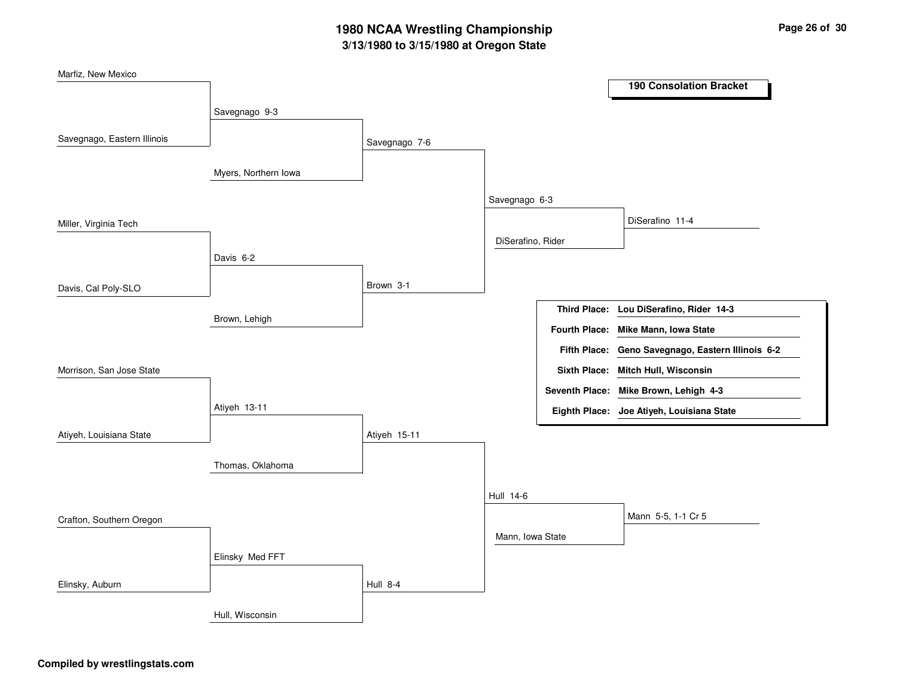# 1980 NCAA Wrestling Championship
## 3/13/1980 to 3/15/1980 at Oregon State

### 190 Consolation Bracket

**First round (consolation):**

- Marfiz, New Mexico vs. Savegnago, Eastern Illinois — Savegnago 9-3
- Miller, Virginia Tech vs. Davis, Cal Poly-SLO — Davis 6-2
- Morrison, San Jose State vs. Atiyeh, Louisiana State — Atiyeh 13-11
- Crafton, Southern Oregon vs. Elinsky, Auburn — Elinsky Med FFT

**Second round:**

- Savegnago vs. Myers, Northern Iowa — Savegnago 7-6
- Davis vs. Brown, Lehigh — Brown 3-1
- Atiyeh vs. Thomas, Oklahoma — Atiyeh 15-11
- Elinsky vs. Hull, Wisconsin — Hull 8-4

**Third round:**

- Savegnago vs. Brown — Savegnago 6-3
- Atiyeh vs. Hull — Hull 14-6

**Fourth round:**

- Savegnago vs. DiSerafino, Rider — DiSerafino 11-4
- Hull vs. Mann, Iowa State — Mann 5-5, 1-1 Cr 5

| Place | Wrestler |
| --- | --- |
| **Third Place:** | **Lou DiSerafino, Rider 14-3** |
| **Fourth Place:** | **Mike Mann, Iowa State** |
| **Fifth Place:** | **Geno Savegnago, Eastern Illinois 6-2** |
| **Sixth Place:** | **Mitch Hull, Wisconsin** |
| **Seventh Place:** | **Mike Brown, Lehigh 4-3** |
| **Eighth Place:** | **Joe Atiyeh, Louisiana State** |

**Compiled by wrestlingstats.com**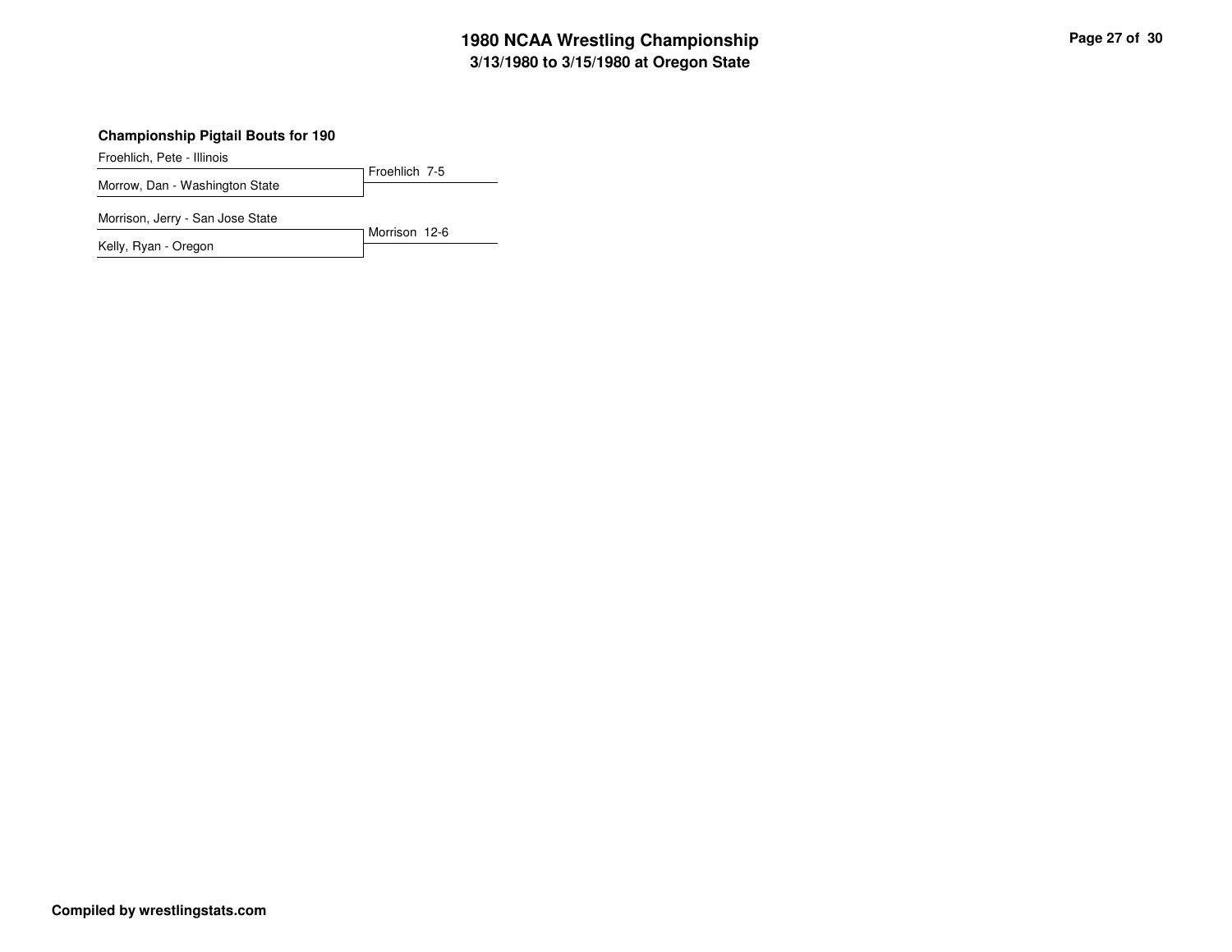# 1980 NCAA Wrestling Championship

## 3/13/1980 to 3/15/1980 at Oregon State

### Championship Pigtail Bouts for 190

Froehlich, Pete - Illinois
Morrow, Dan - Washington State
Froehlich 7-5

Morrison, Jerry - San Jose State
Kelly, Ryan - Oregon
Morrison 12-6

**Compiled by wrestlingstats.com**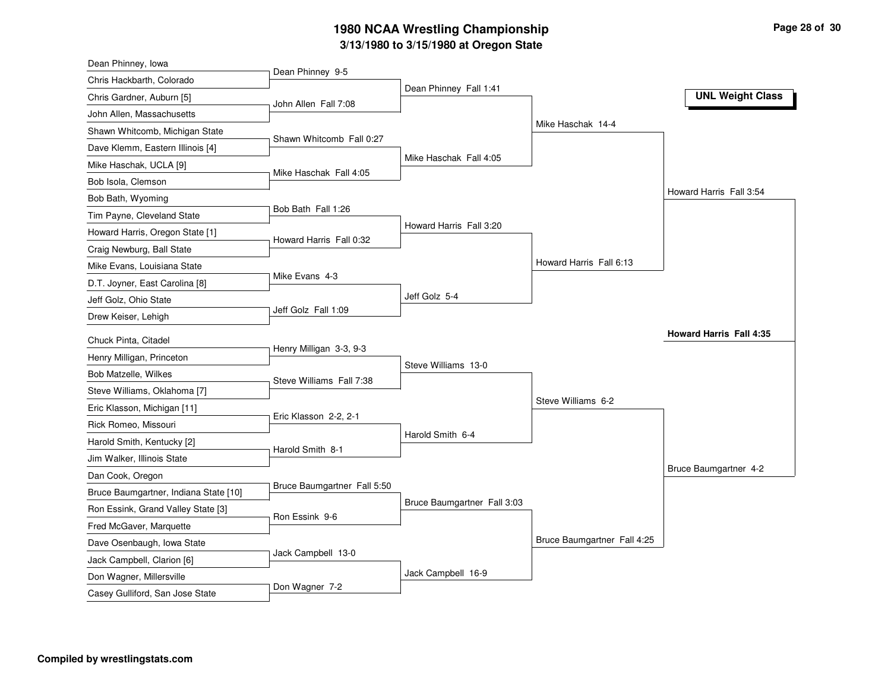# 1980 NCAA Wrestling Championship

## 3/13/1980 to 3/15/1980 at Oregon State

**UNL Weight Class**

| First Round | Second Round | Quarterfinals | Semifinals | Finals |
|---|---|---|---|---|
| Dean Phinney, Iowa vs. Chris Hackbarth, Colorado | Dean Phinney 9-5 | | | |
| Chris Gardner, Auburn [5] vs. John Allen, Massachusetts | John Allen Fall 7:08 | Dean Phinney Fall 1:41 | | |
| Shawn Whitcomb, Michigan State vs. Dave Klemm, Eastern Illinois [4] | Shawn Whitcomb Fall 0:27 | | Mike Haschak 14-4 | |
| Mike Haschak, UCLA [9] vs. Bob Isola, Clemson | Mike Haschak Fall 4:05 | Mike Haschak Fall 4:05 | | Howard Harris Fall 3:54 |
| Bob Bath, Wyoming vs. Tim Payne, Cleveland State | Bob Bath Fall 1:26 | | | |
| Howard Harris, Oregon State [1] vs. Craig Newburg, Ball State | Howard Harris Fall 0:32 | Howard Harris Fall 3:20 | | |
| Mike Evans, Louisiana State vs. D.T. Joyner, East Carolina [8] | Mike Evans 4-3 | | Howard Harris Fall 6:13 | |
| Jeff Golz, Ohio State vs. Drew Keiser, Lehigh | Jeff Golz Fall 1:09 | Jeff Golz 5-4 | | |
| Chuck Pinta, Citadel vs. Henry Milligan, Princeton | Henry Milligan 3-3, 9-3 | | | |
| Bob Matzelle, Wilkes vs. Steve Williams, Oklahoma [7] | Steve Williams Fall 7:38 | Steve Williams 13-0 | | |
| Eric Klasson, Michigan [11] vs. Rick Romeo, Missouri | Eric Klasson 2-2, 2-1 | | Steve Williams 6-2 | |
| Harold Smith, Kentucky [2] vs. Jim Walker, Illinois State | Harold Smith 8-1 | Harold Smith 6-4 | | Bruce Baumgartner 4-2 |
| Dan Cook, Oregon vs. Bruce Baumgartner, Indiana State [10] | Bruce Baumgartner Fall 5:50 | | | |
| Ron Essink, Grand Valley State [3] vs. Fred McGaver, Marquette | Ron Essink 9-6 | Bruce Baumgartner Fall 3:03 | | |
| Dave Osenbaugh, Iowa State vs. Jack Campbell, Clarion [6] | Jack Campbell 13-0 | | Bruce Baumgartner Fall 4:25 | |
| Don Wagner, Millersville vs. Casey Gulliford, San Jose State | Don Wagner 7-2 | Jack Campbell 16-9 | | |

**Champion: Howard Harris Fall 4:35**

Compiled by wrestlingstats.com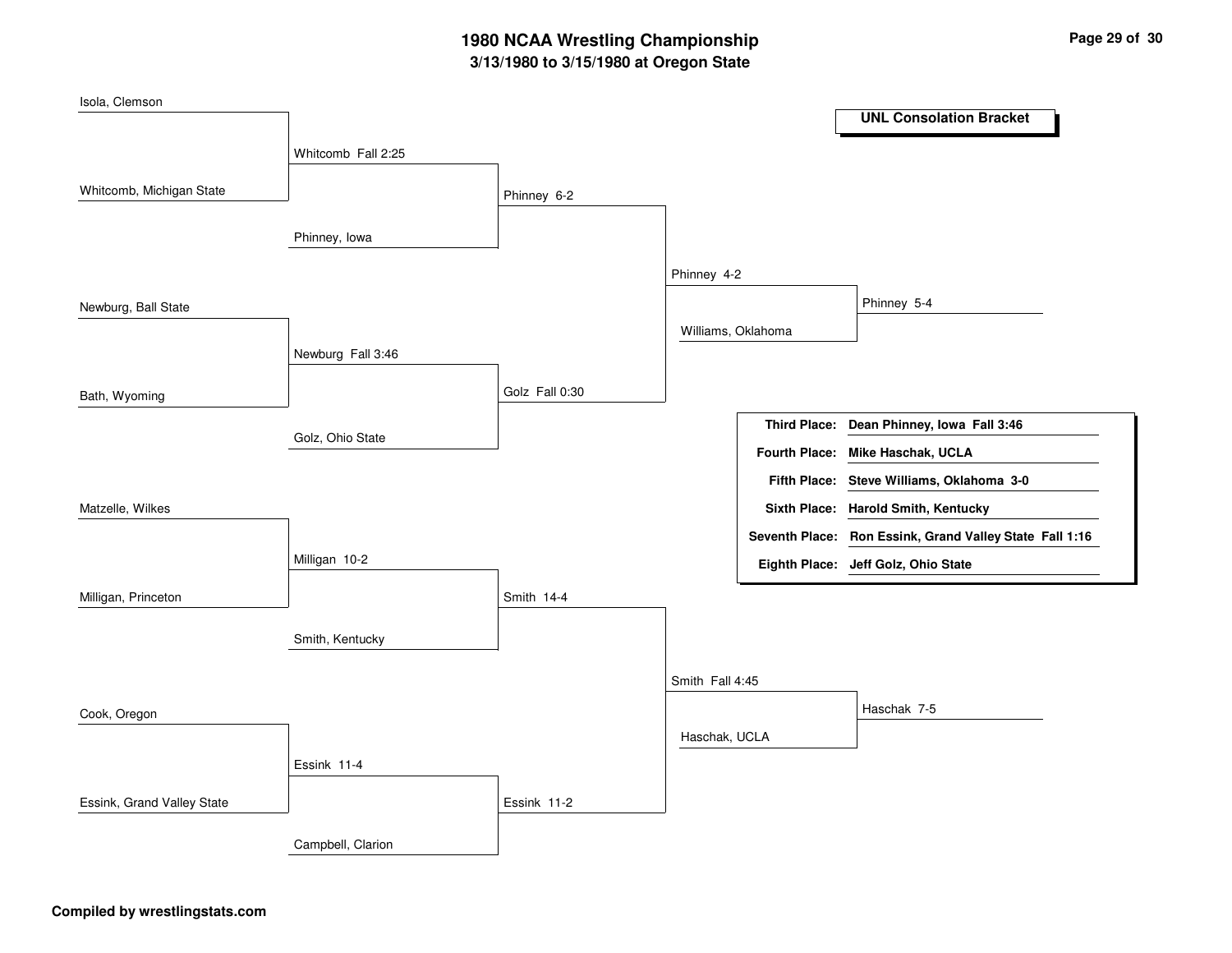# 1980 NCAA Wrestling Championship

**3/13/1980 to 3/15/1980 at Oregon State**

## UNL Consolation Bracket

### Round 1

- Isola, Clemson vs. Whitcomb, Michigan State — **Whitcomb Fall 2:25**
- Newburg, Ball State vs. Bath, Wyoming — **Newburg Fall 3:46**
- Matzelle, Wilkes vs. Milligan, Princeton — **Milligan 10-2**
- Cook, Oregon vs. Essink, Grand Valley State — **Essink 11-4**

### Round 2

- Whitcomb vs. Phinney, Iowa — **Phinney 6-2**
- Newburg vs. Golz, Ohio State — **Golz Fall 0:30**
- Milligan vs. Smith, Kentucky — **Smith 14-4**
- Essink vs. Campbell, Clarion — **Essink 11-2**

### Round 3

- Phinney vs. Golz — **Phinney 4-2**
- Smith vs. Essink — **Smith Fall 4:45**

### Round 4

- Phinney vs. Williams, Oklahoma — **Phinney 5-4**
- Smith vs. Haschak, UCLA — **Haschak 7-5**

## Placings

| Place | Result |
|---|---|
| **Third Place:** | **Dean Phinney, Iowa Fall 3:46** |
| **Fourth Place:** | **Mike Haschak, UCLA** |
| **Fifth Place:** | **Steve Williams, Oklahoma 3-0** |
| **Sixth Place:** | **Harold Smith, Kentucky** |
| **Seventh Place:** | **Ron Essink, Grand Valley State Fall 1:16** |
| **Eighth Place:** | **Jeff Golz, Ohio State** |

**Compiled by wrestlingstats.com**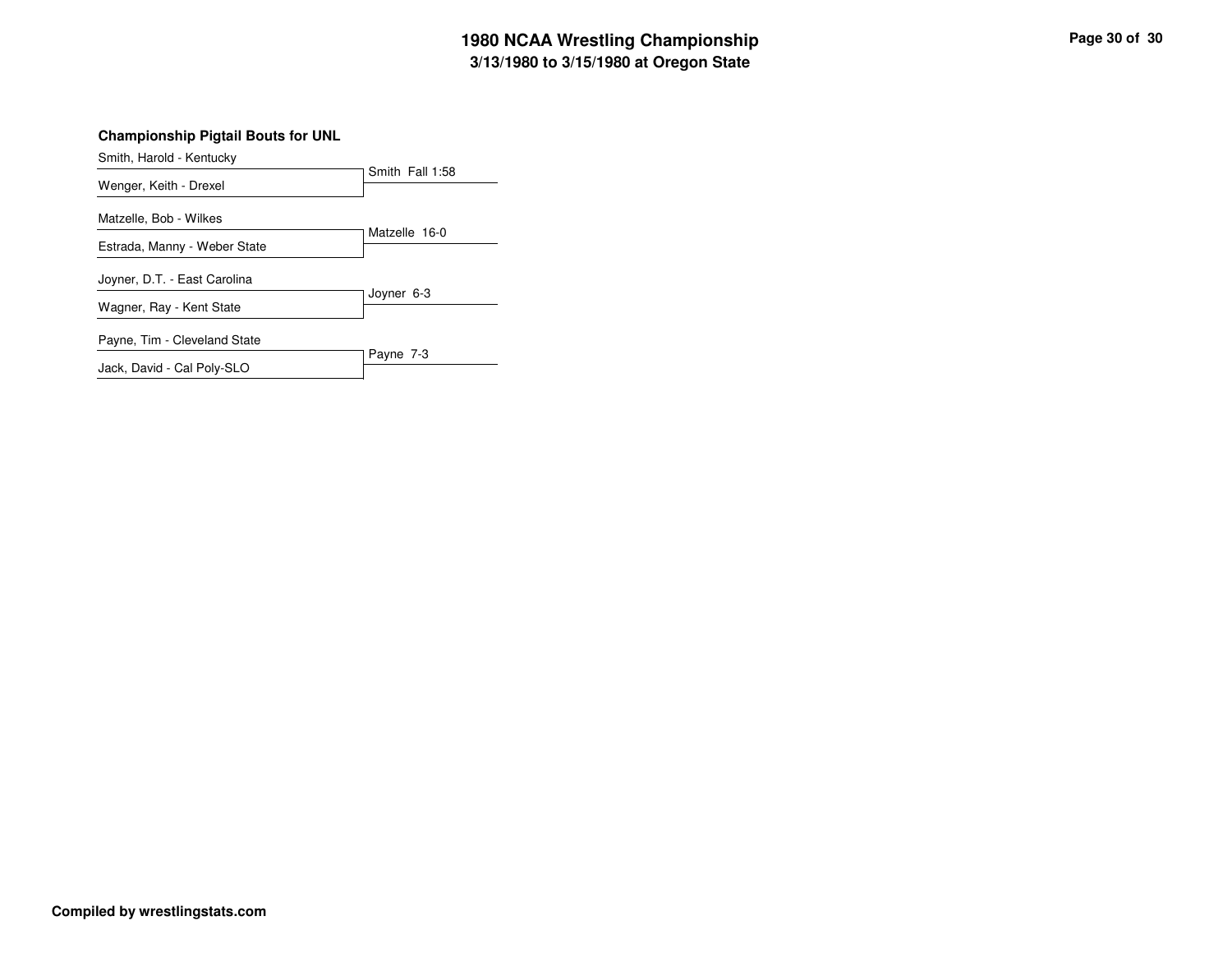# 1980 NCAA Wrestling Championship
## 3/13/1980 to 3/15/1980 at Oregon State

### Championship Pigtail Bouts for UNL

Smith, Harold - Kentucky
Wenger, Keith - Drexel
Smith Fall 1:58

Matzelle, Bob - Wilkes
Estrada, Manny - Weber State
Matzelle 16-0

Joyner, D.T. - East Carolina
Wagner, Ray - Kent State
Joyner 6-3

Payne, Tim - Cleveland State
Jack, David - Cal Poly-SLO
Payne 7-3

**Compiled by wrestlingstats.com**